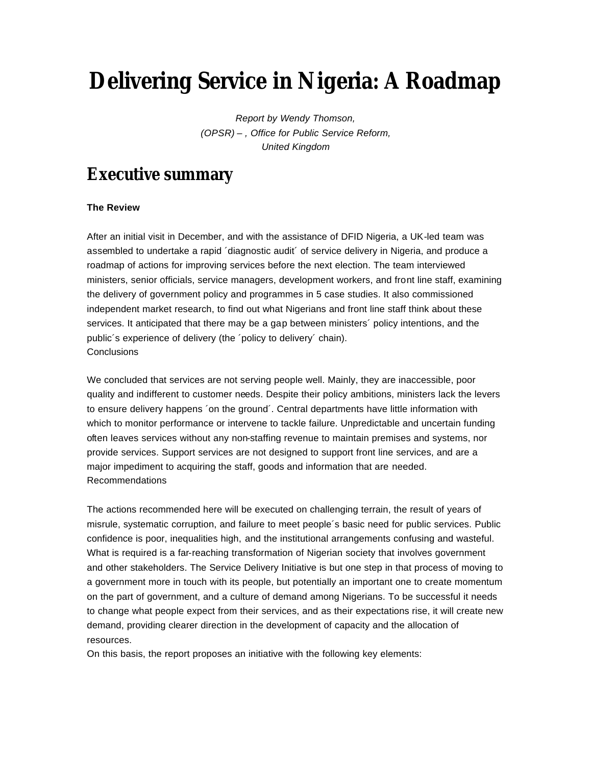# Delivering Service in Nigeria: A Roadmap

*Report by Wendy Thomson,*
*(OPSR) – , Office for Public Service Reform,*
*United Kingdom*

## Executive summary

**The Review**

After an initial visit in December, and with the assistance of DFID Nigeria, a UK-led team was assembled to undertake a rapid ´diagnostic audit´ of service delivery in Nigeria, and produce a roadmap of actions for improving services before the next election. The team interviewed ministers, senior officials, service managers, development workers, and front line staff, examining the delivery of government policy and programmes in 5 case studies. It also commissioned independent market research, to find out what Nigerians and front line staff think about these services. It anticipated that there may be a gap between ministers´ policy intentions, and the public´s experience of delivery (the ´policy to delivery´ chain).

Conclusions

We concluded that services are not serving people well. Mainly, they are inaccessible, poor quality and indifferent to customer needs. Despite their policy ambitions, ministers lack the levers to ensure delivery happens ´on the ground´. Central departments have little information with which to monitor performance or intervene to tackle failure. Unpredictable and uncertain funding often leaves services without any non-staffing revenue to maintain premises and systems, nor provide services. Support services are not designed to support front line services, and are a major impediment to acquiring the staff, goods and information that are needed.

Recommendations

The actions recommended here will be executed on challenging terrain, the result of years of misrule, systematic corruption, and failure to meet people´s basic need for public services. Public confidence is poor, inequalities high, and the institutional arrangements confusing and wasteful. What is required is a far-reaching transformation of Nigerian society that involves government and other stakeholders. The Service Delivery Initiative is but one step in that process of moving to a government more in touch with its people, but potentially an important one to create momentum on the part of government, and a culture of demand among Nigerians. To be successful it needs to change what people expect from their services, and as their expectations rise, it will create new demand, providing clearer direction in the development of capacity and the allocation of resources.

On this basis, the report proposes an initiative with the following key elements: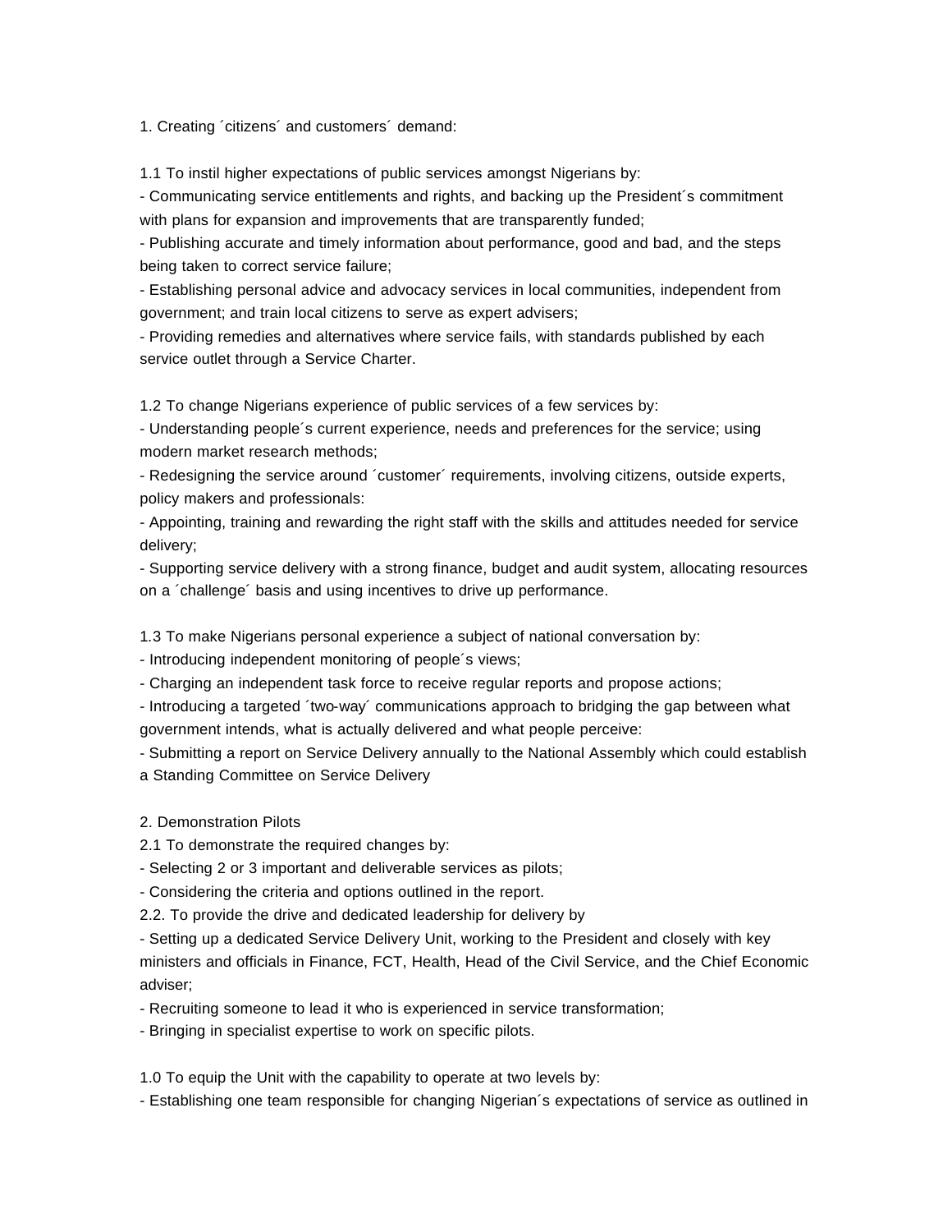1. Creating ´citizens´ and customers´ demand:

1.1 To instil higher expectations of public services amongst Nigerians by:

- Communicating service entitlements and rights, and backing up the President´s commitment with plans for expansion and improvements that are transparently funded;
- Publishing accurate and timely information about performance, good and bad, and the steps being taken to correct service failure;
- Establishing personal advice and advocacy services in local communities, independent from government; and train local citizens to serve as expert advisers;
- Providing remedies and alternatives where service fails, with standards published by each service outlet through a Service Charter.

1.2 To change Nigerians experience of public services of a few services by:

- Understanding people´s current experience, needs and preferences for the service; using modern market research methods;
- Redesigning the service around ´customer´ requirements, involving citizens, outside experts, policy makers and professionals:
- Appointing, training and rewarding the right staff with the skills and attitudes needed for service delivery;
- Supporting service delivery with a strong finance, budget and audit system, allocating resources on a ´challenge´ basis and using incentives to drive up performance.

1.3 To make Nigerians personal experience a subject of national conversation by:

- Introducing independent monitoring of people´s views;
- Charging an independent task force to receive regular reports and propose actions;
- Introducing a targeted ´two-way´ communications approach to bridging the gap between what government intends, what is actually delivered and what people perceive:
- Submitting a report on Service Delivery annually to the National Assembly which could establish a Standing Committee on Service Delivery

2. Demonstration Pilots

2.1 To demonstrate the required changes by:

- Selecting 2 or 3 important and deliverable services as pilots;
- Considering the criteria and options outlined in the report.

2.2. To provide the drive and dedicated leadership for delivery by

- Setting up a dedicated Service Delivery Unit, working to the President and closely with key ministers and officials in Finance, FCT, Health, Head of the Civil Service, and the Chief Economic adviser;
- Recruiting someone to lead it who is experienced in service transformation;
- Bringing in specialist expertise to work on specific pilots.

1.0 To equip the Unit with the capability to operate at two levels by:

- Establishing one team responsible for changing Nigerian´s expectations of service as outlined in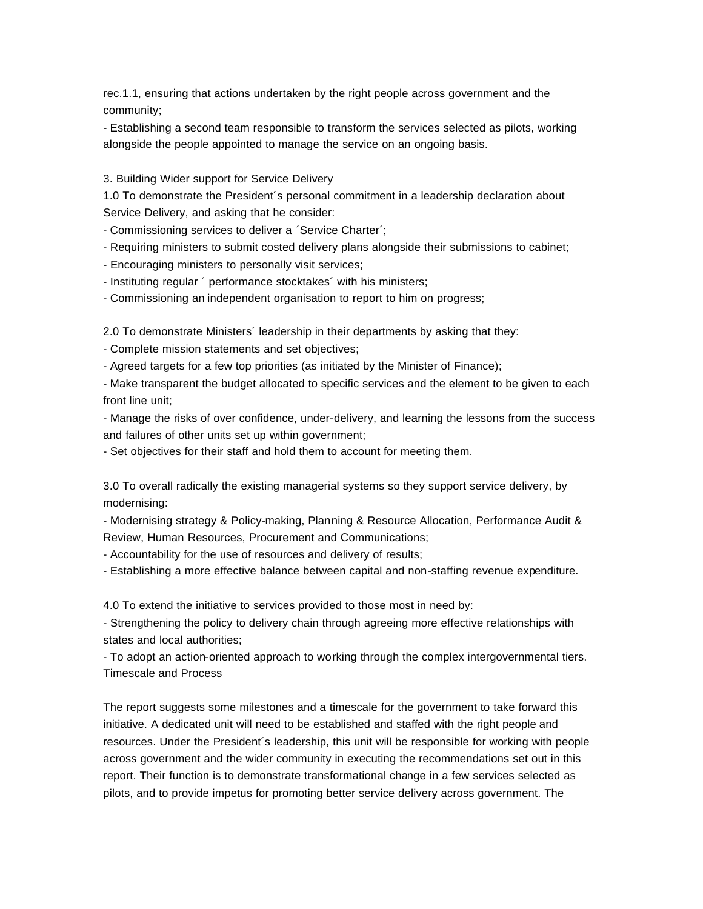rec.1.1, ensuring that actions undertaken by the right people across government and the community;

- Establishing a second team responsible to transform the services selected as pilots, working alongside the people appointed to manage the service on an ongoing basis.

3. Building Wider support for Service Delivery

1.0 To demonstrate the President´s personal commitment in a leadership declaration about Service Delivery, and asking that he consider:

- Commissioning services to deliver a ´Service Charter´;
- Requiring ministers to submit costed delivery plans alongside their submissions to cabinet;
- Encouraging ministers to personally visit services;
- Instituting regular ´ performance stocktakes´ with his ministers;
- Commissioning an independent organisation to report to him on progress;

2.0 To demonstrate Ministers´ leadership in their departments by asking that they:

- Complete mission statements and set objectives;
- Agreed targets for a few top priorities (as initiated by the Minister of Finance);
- Make transparent the budget allocated to specific services and the element to be given to each front line unit;
- Manage the risks of over confidence, under-delivery, and learning the lessons from the success and failures of other units set up within government;
- Set objectives for their staff and hold them to account for meeting them.

3.0 To overall radically the existing managerial systems so they support service delivery, by modernising:

- Modernising strategy & Policy-making, Planning & Resource Allocation, Performance Audit & Review, Human Resources, Procurement and Communications;
- Accountability for the use of resources and delivery of results;
- Establishing a more effective balance between capital and non-staffing revenue expenditure.

4.0 To extend the initiative to services provided to those most in need by:

- Strengthening the policy to delivery chain through agreeing more effective relationships with states and local authorities;
- To adopt an action-oriented approach to working through the complex intergovernmental tiers.

Timescale and Process

The report suggests some milestones and a timescale for the government to take forward this initiative. A dedicated unit will need to be established and staffed with the right people and resources. Under the President´s leadership, this unit will be responsible for working with people across government and the wider community in executing the recommendations set out in this report. Their function is to demonstrate transformational change in a few services selected as pilots, and to provide impetus for promoting better service delivery across government. The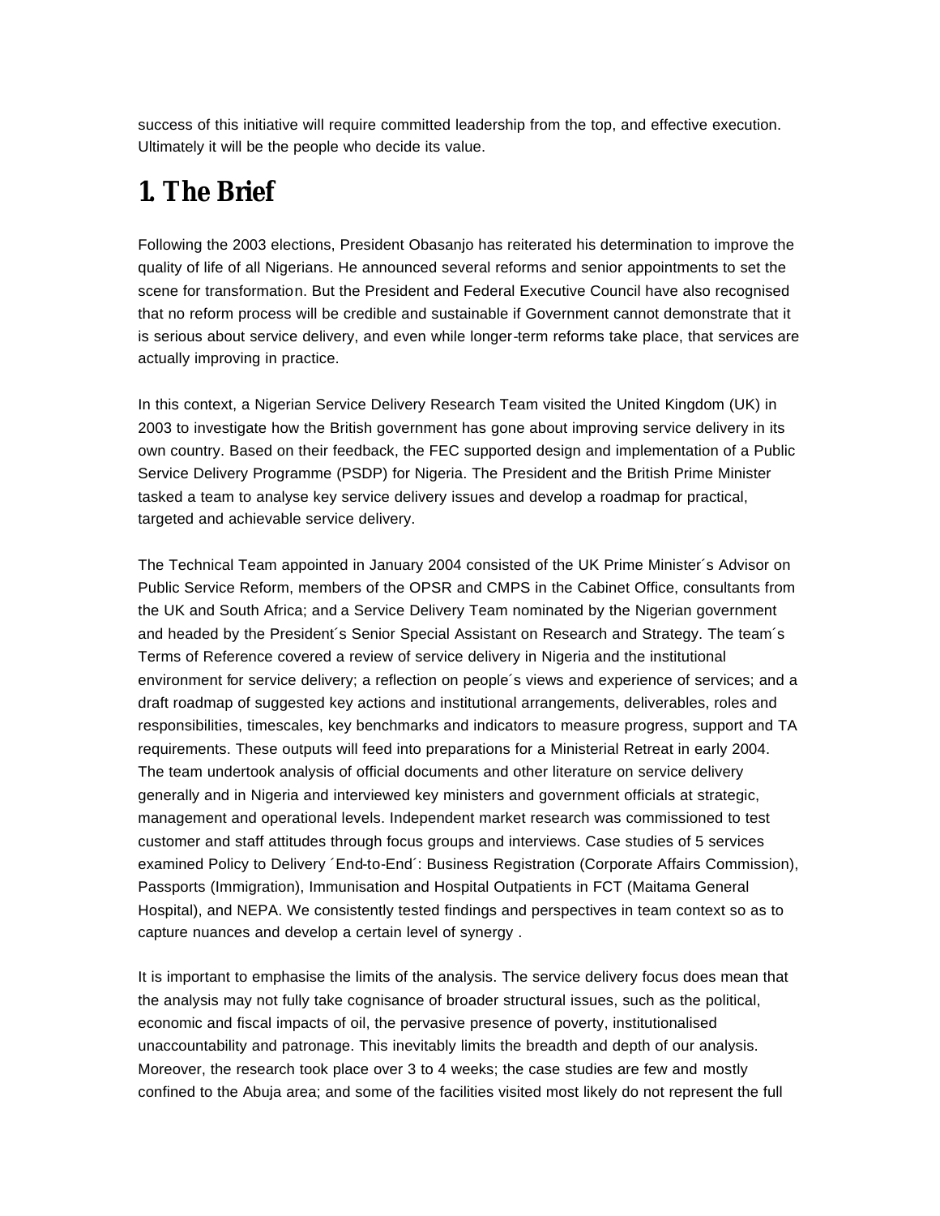success of this initiative will require committed leadership from the top, and effective execution. Ultimately it will be the people who decide its value.

# 1. The Brief

Following the 2003 elections, President Obasanjo has reiterated his determination to improve the quality of life of all Nigerians. He announced several reforms and senior appointments to set the scene for transformation. But the President and Federal Executive Council have also recognised that no reform process will be credible and sustainable if Government cannot demonstrate that it is serious about service delivery, and even while longer-term reforms take place, that services are actually improving in practice.

In this context, a Nigerian Service Delivery Research Team visited the United Kingdom (UK) in 2003 to investigate how the British government has gone about improving service delivery in its own country. Based on their feedback, the FEC supported design and implementation of a Public Service Delivery Programme (PSDP) for Nigeria. The President and the British Prime Minister tasked a team to analyse key service delivery issues and develop a roadmap for practical, targeted and achievable service delivery.

The Technical Team appointed in January 2004 consisted of the UK Prime Minister´s Advisor on Public Service Reform, members of the OPSR and CMPS in the Cabinet Office, consultants from the UK and South Africa; and a Service Delivery Team nominated by the Nigerian government and headed by the President´s Senior Special Assistant on Research and Strategy. The team´s Terms of Reference covered a review of service delivery in Nigeria and the institutional environment for service delivery; a reflection on people´s views and experience of services; and a draft roadmap of suggested key actions and institutional arrangements, deliverables, roles and responsibilities, timescales, key benchmarks and indicators to measure progress, support and TA requirements. These outputs will feed into preparations for a Ministerial Retreat in early 2004. The team undertook analysis of official documents and other literature on service delivery generally and in Nigeria and interviewed key ministers and government officials at strategic, management and operational levels. Independent market research was commissioned to test customer and staff attitudes through focus groups and interviews. Case studies of 5 services examined Policy to Delivery ´End-to-End´: Business Registration (Corporate Affairs Commission), Passports (Immigration), Immunisation and Hospital Outpatients in FCT (Maitama General Hospital), and NEPA. We consistently tested findings and perspectives in team context so as to capture nuances and develop a certain level of synergy .

It is important to emphasise the limits of the analysis. The service delivery focus does mean that the analysis may not fully take cognisance of broader structural issues, such as the political, economic and fiscal impacts of oil, the pervasive presence of poverty, institutionalised unaccountability and patronage. This inevitably limits the breadth and depth of our analysis. Moreover, the research took place over 3 to 4 weeks; the case studies are few and mostly confined to the Abuja area; and some of the facilities visited most likely do not represent the full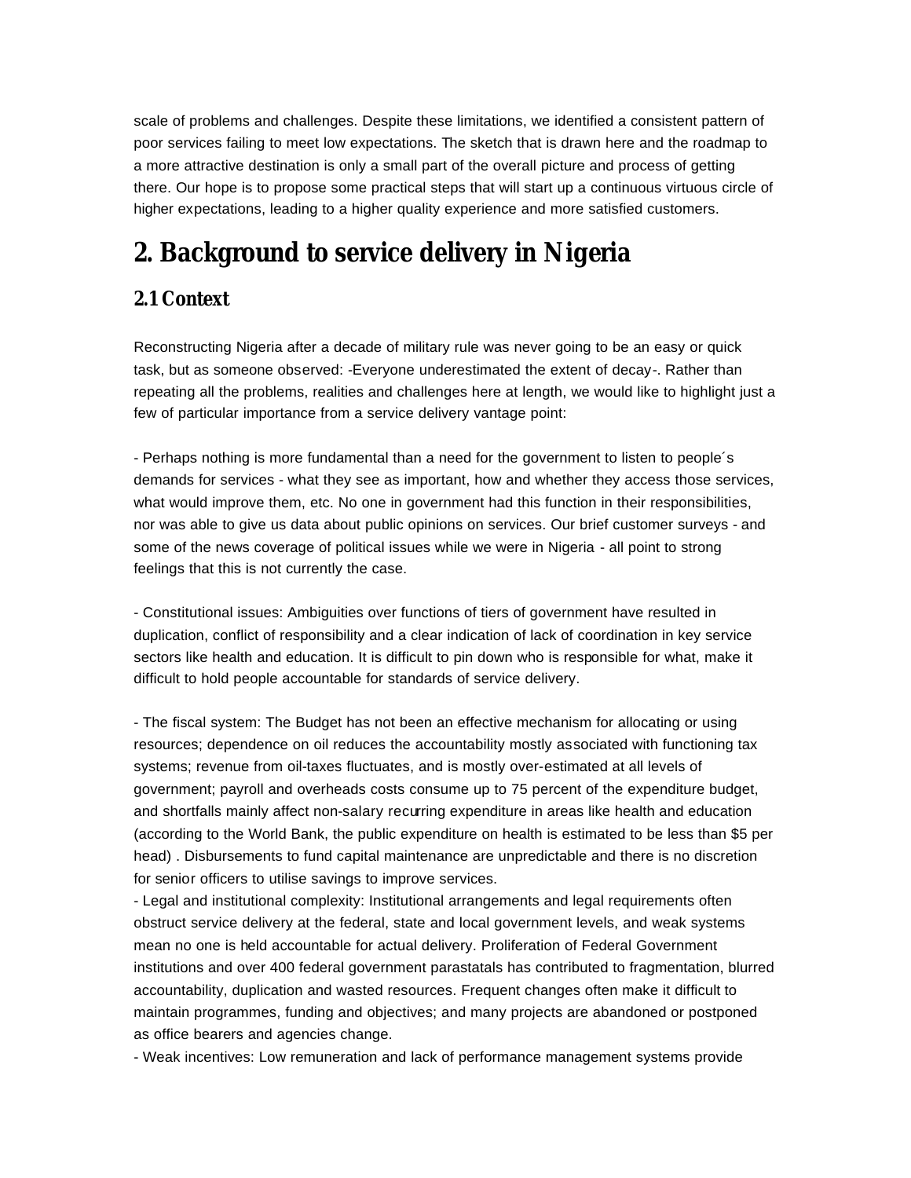scale of problems and challenges. Despite these limitations, we identified a consistent pattern of poor services failing to meet low expectations. The sketch that is drawn here and the roadmap to a more attractive destination is only a small part of the overall picture and process of getting there. Our hope is to propose some practical steps that will start up a continuous virtuous circle of higher expectations, leading to a higher quality experience and more satisfied customers.

# 2. Background to service delivery in Nigeria

## 2.1 Context

Reconstructing Nigeria after a decade of military rule was never going to be an easy or quick task, but as someone observed: -Everyone underestimated the extent of decay-. Rather than repeating all the problems, realities and challenges here at length, we would like to highlight just a few of particular importance from a service delivery vantage point:

- Perhaps nothing is more fundamental than a need for the government to listen to people´s demands for services - what they see as important, how and whether they access those services, what would improve them, etc. No one in government had this function in their responsibilities, nor was able to give us data about public opinions on services. Our brief customer surveys - and some of the news coverage of political issues while we were in Nigeria - all point to strong feelings that this is not currently the case.

- Constitutional issues: Ambiguities over functions of tiers of government have resulted in duplication, conflict of responsibility and a clear indication of lack of coordination in key service sectors like health and education. It is difficult to pin down who is responsible for what, make it difficult to hold people accountable for standards of service delivery.

- The fiscal system: The Budget has not been an effective mechanism for allocating or using resources; dependence on oil reduces the accountability mostly associated with functioning tax systems; revenue from oil-taxes fluctuates, and is mostly over-estimated at all levels of government; payroll and overheads costs consume up to 75 percent of the expenditure budget, and shortfalls mainly affect non-salary recurring expenditure in areas like health and education (according to the World Bank, the public expenditure on health is estimated to be less than $5 per head) . Disbursements to fund capital maintenance are unpredictable and there is no discretion for senior officers to utilise savings to improve services.
- Legal and institutional complexity: Institutional arrangements and legal requirements often obstruct service delivery at the federal, state and local government levels, and weak systems mean no one is held accountable for actual delivery. Proliferation of Federal Government institutions and over 400 federal government parastatals has contributed to fragmentation, blurred accountability, duplication and wasted resources. Frequent changes often make it difficult to maintain programmes, funding and objectives; and many projects are abandoned or postponed as office bearers and agencies change.
- Weak incentives: Low remuneration and lack of performance management systems provide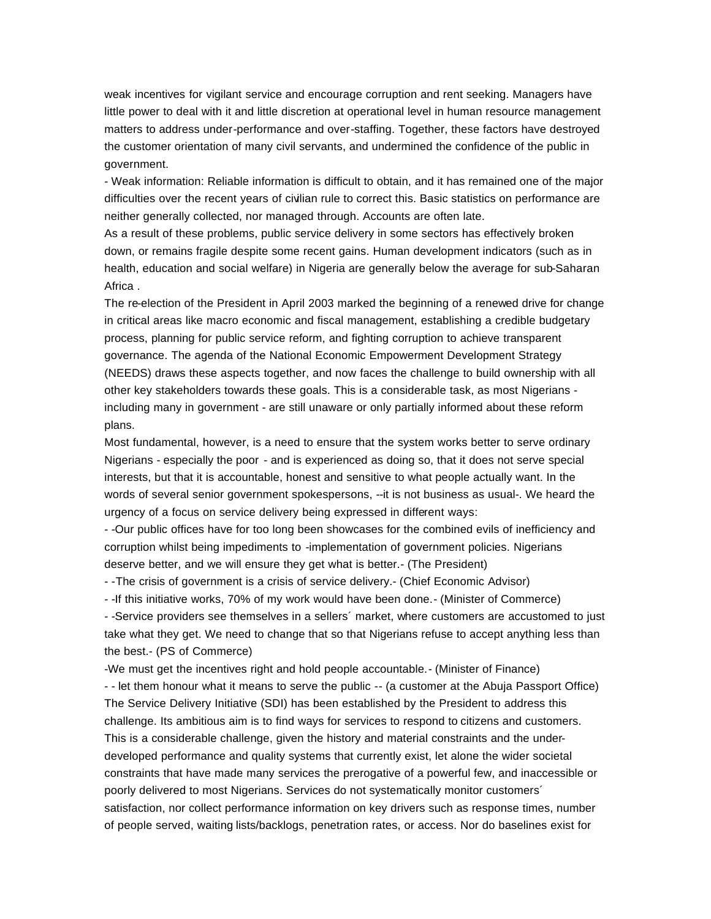weak incentives for vigilant service and encourage corruption and rent seeking. Managers have little power to deal with it and little discretion at operational level in human resource management matters to address under-performance and over-staffing. Together, these factors have destroyed the customer orientation of many civil servants, and undermined the confidence of the public in government.

- Weak information: Reliable information is difficult to obtain, and it has remained one of the major difficulties over the recent years of civilian rule to correct this. Basic statistics on performance are neither generally collected, nor managed through. Accounts are often late.

As a result of these problems, public service delivery in some sectors has effectively broken down, or remains fragile despite some recent gains. Human development indicators (such as in health, education and social welfare) in Nigeria are generally below the average for sub-Saharan Africa .

The re-election of the President in April 2003 marked the beginning of a renewed drive for change in critical areas like macro economic and fiscal management, establishing a credible budgetary process, planning for public service reform, and fighting corruption to achieve transparent governance. The agenda of the National Economic Empowerment Development Strategy (NEEDS) draws these aspects together, and now faces the challenge to build ownership with all other key stakeholders towards these goals. This is a considerable task, as most Nigerians - including many in government - are still unaware or only partially informed about these reform plans.

Most fundamental, however, is a need to ensure that the system works better to serve ordinary Nigerians - especially the poor - and is experienced as doing so, that it does not serve special interests, but that it is accountable, honest and sensitive to what people actually want. In the words of several senior government spokespersons, --it is not business as usual-. We heard the urgency of a focus on service delivery being expressed in different ways:

- -Our public offices have for too long been showcases for the combined evils of inefficiency and corruption whilst being impediments to -implementation of government policies. Nigerians deserve better, and we will ensure they get what is better.- (The President)
- -The crisis of government is a crisis of service delivery.- (Chief Economic Advisor)
- -If this initiative works, 70% of my work would have been done.- (Minister of Commerce)
- -Service providers see themselves in a sellers´ market, where customers are accustomed to just take what they get. We need to change that so that Nigerians refuse to accept anything less than the best.- (PS of Commerce)

-We must get the incentives right and hold people accountable.- (Minister of Finance)

- - let them honour what it means to serve the public -- (a customer at the Abuja Passport Office)

The Service Delivery Initiative (SDI) has been established by the President to address this challenge. Its ambitious aim is to find ways for services to respond to citizens and customers. This is a considerable challenge, given the history and material constraints and the under-developed performance and quality systems that currently exist, let alone the wider societal constraints that have made many services the prerogative of a powerful few, and inaccessible or poorly delivered to most Nigerians. Services do not systematically monitor customers´ satisfaction, nor collect performance information on key drivers such as response times, number of people served, waiting lists/backlogs, penetration rates, or access. Nor do baselines exist for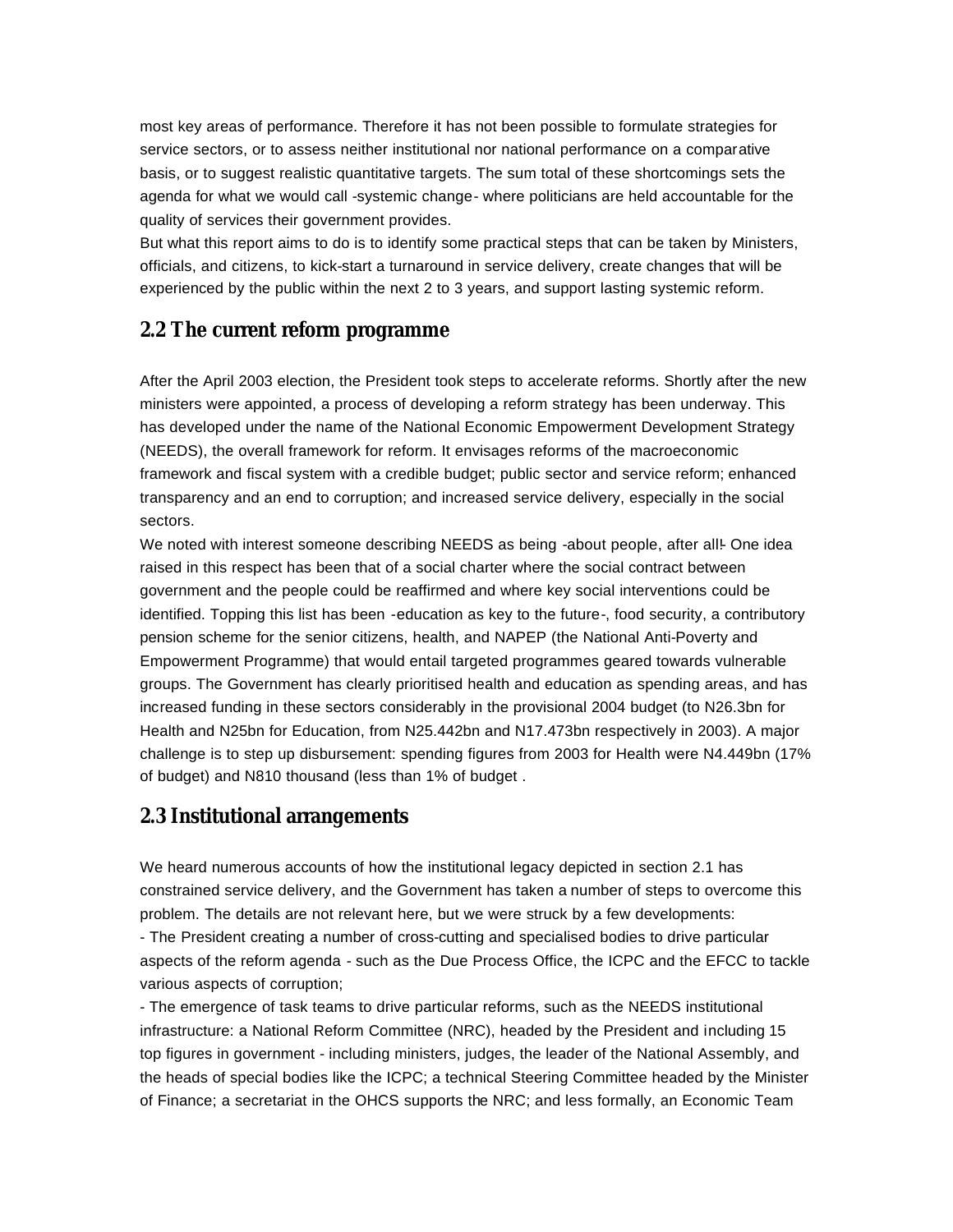most key areas of performance. Therefore it has not been possible to formulate strategies for service sectors, or to assess neither institutional nor national performance on a comparative basis, or to suggest realistic quantitative targets. The sum total of these shortcomings sets the agenda for what we would call -systemic change- where politicians are held accountable for the quality of services their government provides.

But what this report aims to do is to identify some practical steps that can be taken by Ministers, officials, and citizens, to kick-start a turnaround in service delivery, create changes that will be experienced by the public within the next 2 to 3 years, and support lasting systemic reform.

## 2.2 The current reform programme

After the April 2003 election, the President took steps to accelerate reforms. Shortly after the new ministers were appointed, a process of developing a reform strategy has been underway. This has developed under the name of the National Economic Empowerment Development Strategy (NEEDS), the overall framework for reform. It envisages reforms of the macroeconomic framework and fiscal system with a credible budget; public sector and service reform; enhanced transparency and an end to corruption; and increased service delivery, especially in the social sectors.

We noted with interest someone describing NEEDS as being -about people, after all!- One idea raised in this respect has been that of a social charter where the social contract between government and the people could be reaffirmed and where key social interventions could be identified. Topping this list has been -education as key to the future-, food security, a contributory pension scheme for the senior citizens, health, and NAPEP (the National Anti-Poverty and Empowerment Programme) that would entail targeted programmes geared towards vulnerable groups. The Government has clearly prioritised health and education as spending areas, and has increased funding in these sectors considerably in the provisional 2004 budget (to N26.3bn for Health and N25bn for Education, from N25.442bn and N17.473bn respectively in 2003). A major challenge is to step up disbursement: spending figures from 2003 for Health were N4.449bn (17% of budget) and N810 thousand (less than 1% of budget .

## 2.3 Institutional arrangements

We heard numerous accounts of how the institutional legacy depicted in section 2.1 has constrained service delivery, and the Government has taken a number of steps to overcome this problem. The details are not relevant here, but we were struck by a few developments:

- The President creating a number of cross-cutting and specialised bodies to drive particular aspects of the reform agenda - such as the Due Process Office, the ICPC and the EFCC to tackle various aspects of corruption;
- The emergence of task teams to drive particular reforms, such as the NEEDS institutional infrastructure: a National Reform Committee (NRC), headed by the President and including 15 top figures in government - including ministers, judges, the leader of the National Assembly, and the heads of special bodies like the ICPC; a technical Steering Committee headed by the Minister of Finance; a secretariat in the OHCS supports the NRC; and less formally, an Economic Team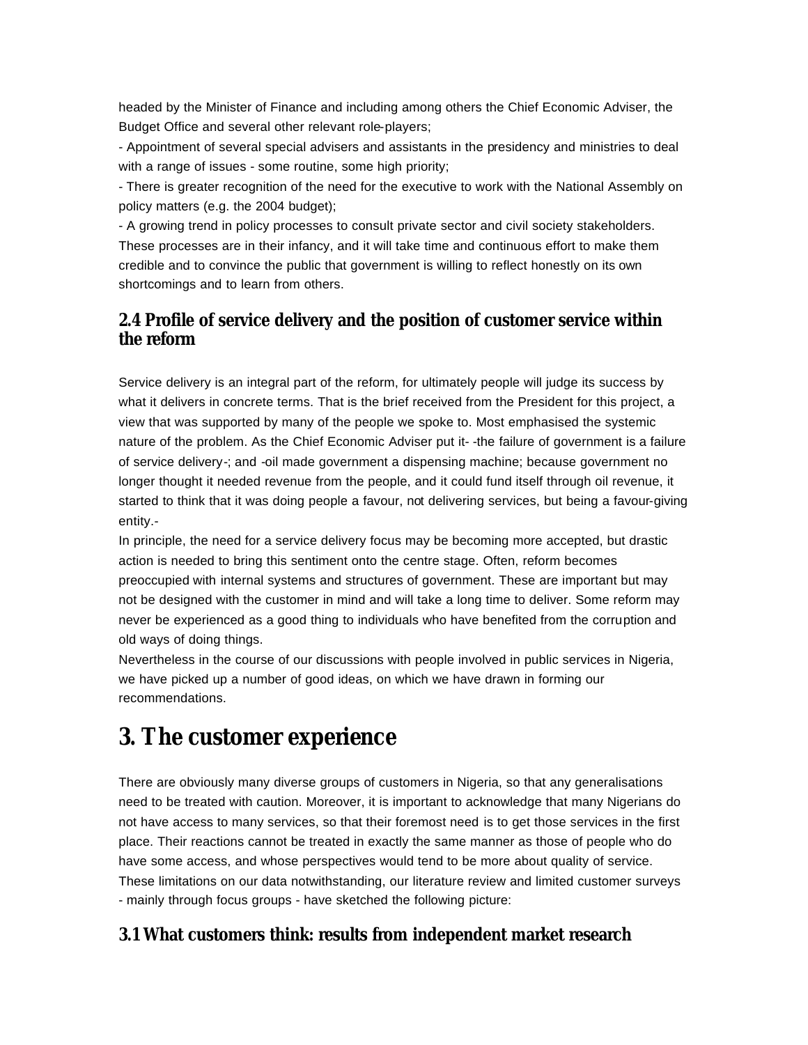headed by the Minister of Finance and including among others the Chief Economic Adviser, the Budget Office and several other relevant role-players;

- Appointment of several special advisers and assistants in the presidency and ministries to deal with a range of issues - some routine, some high priority;
- There is greater recognition of the need for the executive to work with the National Assembly on policy matters (e.g. the 2004 budget);
- A growing trend in policy processes to consult private sector and civil society stakeholders.

These processes are in their infancy, and it will take time and continuous effort to make them credible and to convince the public that government is willing to reflect honestly on its own shortcomings and to learn from others.

### 2.4 Profile of service delivery and the position of customer service within the reform

Service delivery is an integral part of the reform, for ultimately people will judge its success by what it delivers in concrete terms. That is the brief received from the President for this project, a view that was supported by many of the people we spoke to. Most emphasised the systemic nature of the problem. As the Chief Economic Adviser put it- -the failure of government is a failure of service delivery-; and -oil made government a dispensing machine; because government no longer thought it needed revenue from the people, and it could fund itself through oil revenue, it started to think that it was doing people a favour, not delivering services, but being a favour-giving entity.-

In principle, the need for a service delivery focus may be becoming more accepted, but drastic action is needed to bring this sentiment onto the centre stage. Often, reform becomes preoccupied with internal systems and structures of government. These are important but may not be designed with the customer in mind and will take a long time to deliver. Some reform may never be experienced as a good thing to individuals who have benefited from the corruption and old ways of doing things.

Nevertheless in the course of our discussions with people involved in public services in Nigeria, we have picked up a number of good ideas, on which we have drawn in forming our recommendations.

## 3. The customer experience

There are obviously many diverse groups of customers in Nigeria, so that any generalisations need to be treated with caution. Moreover, it is important to acknowledge that many Nigerians do not have access to many services, so that their foremost need is to get those services in the first place. Their reactions cannot be treated in exactly the same manner as those of people who do have some access, and whose perspectives would tend to be more about quality of service. These limitations on our data notwithstanding, our literature review and limited customer surveys - mainly through focus groups - have sketched the following picture:

### 3.1 What customers think: results from independent market research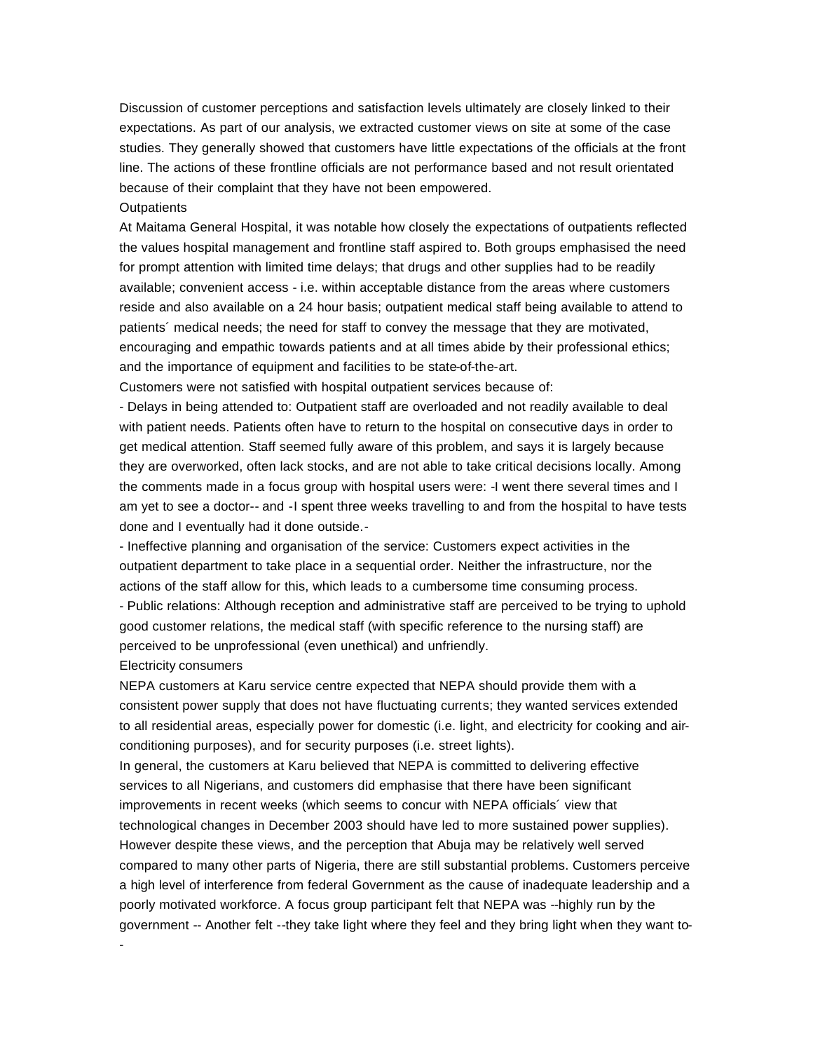Discussion of customer perceptions and satisfaction levels ultimately are closely linked to their expectations. As part of our analysis, we extracted customer views on site at some of the case studies. They generally showed that customers have little expectations of the officials at the front line. The actions of these frontline officials are not performance based and not result orientated because of their complaint that they have not been empowered.

### Outpatients

At Maitama General Hospital, it was notable how closely the expectations of outpatients reflected the values hospital management and frontline staff aspired to. Both groups emphasised the need for prompt attention with limited time delays; that drugs and other supplies had to be readily available; convenient access - i.e. within acceptable distance from the areas where customers reside and also available on a 24 hour basis; outpatient medical staff being available to attend to patients´ medical needs; the need for staff to convey the message that they are motivated, encouraging and empathic towards patients and at all times abide by their professional ethics; and the importance of equipment and facilities to be state-of-the-art.

Customers were not satisfied with hospital outpatient services because of:

- Delays in being attended to: Outpatient staff are overloaded and not readily available to deal with patient needs. Patients often have to return to the hospital on consecutive days in order to get medical attention. Staff seemed fully aware of this problem, and says it is largely because they are overworked, often lack stocks, and are not able to take critical decisions locally. Among the comments made in a focus group with hospital users were: -I went there several times and I am yet to see a doctor-- and -I spent three weeks travelling to and from the hospital to have tests done and I eventually had it done outside.-
- Ineffective planning and organisation of the service: Customers expect activities in the outpatient department to take place in a sequential order. Neither the infrastructure, nor the actions of the staff allow for this, which leads to a cumbersome time consuming process.
- Public relations: Although reception and administrative staff are perceived to be trying to uphold good customer relations, the medical staff (with specific reference to the nursing staff) are perceived to be unprofessional (even unethical) and unfriendly.

### Electricity consumers

NEPA customers at Karu service centre expected that NEPA should provide them with a consistent power supply that does not have fluctuating currents; they wanted services extended to all residential areas, especially power for domestic (i.e. light, and electricity for cooking and air-conditioning purposes), and for security purposes (i.e. street lights).

In general, the customers at Karu believed that NEPA is committed to delivering effective services to all Nigerians, and customers did emphasise that there have been significant improvements in recent weeks (which seems to concur with NEPA officials´ view that technological changes in December 2003 should have led to more sustained power supplies). However despite these views, and the perception that Abuja may be relatively well served compared to many other parts of Nigeria, there are still substantial problems. Customers perceive a high level of interference from federal Government as the cause of inadequate leadership and a poorly motivated workforce. A focus group participant felt that NEPA was --highly run by the government -- Another felt --they take light where they feel and they bring light when they want to--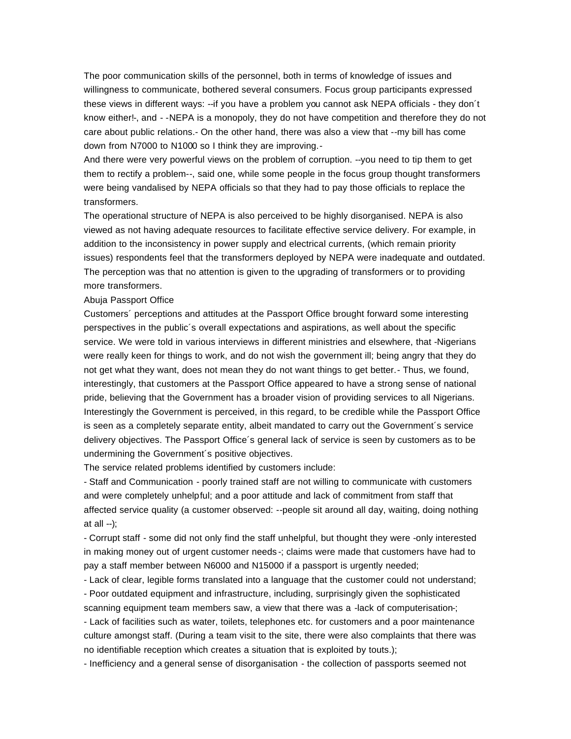The poor communication skills of the personnel, both in terms of knowledge of issues and willingness to communicate, bothered several consumers. Focus group participants expressed these views in different ways: --if you have a problem you cannot ask NEPA officials - they don´t know either!-, and - -NEPA is a monopoly, they do not have competition and therefore they do not care about public relations.- On the other hand, there was also a view that --my bill has come down from N7000 to N1000 so I think they are improving.-

And there were very powerful views on the problem of corruption. --you need to tip them to get them to rectify a problem--, said one, while some people in the focus group thought transformers were being vandalised by NEPA officials so that they had to pay those officials to replace the transformers.

The operational structure of NEPA is also perceived to be highly disorganised. NEPA is also viewed as not having adequate resources to facilitate effective service delivery. For example, in addition to the inconsistency in power supply and electrical currents, (which remain priority issues) respondents feel that the transformers deployed by NEPA were inadequate and outdated. The perception was that no attention is given to the upgrading of transformers or to providing more transformers.

Abuja Passport Office

Customers´ perceptions and attitudes at the Passport Office brought forward some interesting perspectives in the public´s overall expectations and aspirations, as well about the specific service. We were told in various interviews in different ministries and elsewhere, that -Nigerians were really keen for things to work, and do not wish the government ill; being angry that they do not get what they want, does not mean they do not want things to get better.- Thus, we found, interestingly, that customers at the Passport Office appeared to have a strong sense of national pride, believing that the Government has a broader vision of providing services to all Nigerians. Interestingly the Government is perceived, in this regard, to be credible while the Passport Office is seen as a completely separate entity, albeit mandated to carry out the Government´s service delivery objectives. The Passport Office´s general lack of service is seen by customers as to be undermining the Government´s positive objectives.

The service related problems identified by customers include:

- Staff and Communication - poorly trained staff are not willing to communicate with customers and were completely unhelpful; and a poor attitude and lack of commitment from staff that affected service quality (a customer observed: --people sit around all day, waiting, doing nothing at all --);
- Corrupt staff - some did not only find the staff unhelpful, but thought they were -only interested in making money out of urgent customer needs-; claims were made that customers have had to pay a staff member between N6000 and N15000 if a passport is urgently needed;
- Lack of clear, legible forms translated into a language that the customer could not understand;
- Poor outdated equipment and infrastructure, including, surprisingly given the sophisticated scanning equipment team members saw, a view that there was a -lack of computerisation-;
- Lack of facilities such as water, toilets, telephones etc. for customers and a poor maintenance culture amongst staff. (During a team visit to the site, there were also complaints that there was no identifiable reception which creates a situation that is exploited by touts.);
- Inefficiency and a general sense of disorganisation - the collection of passports seemed not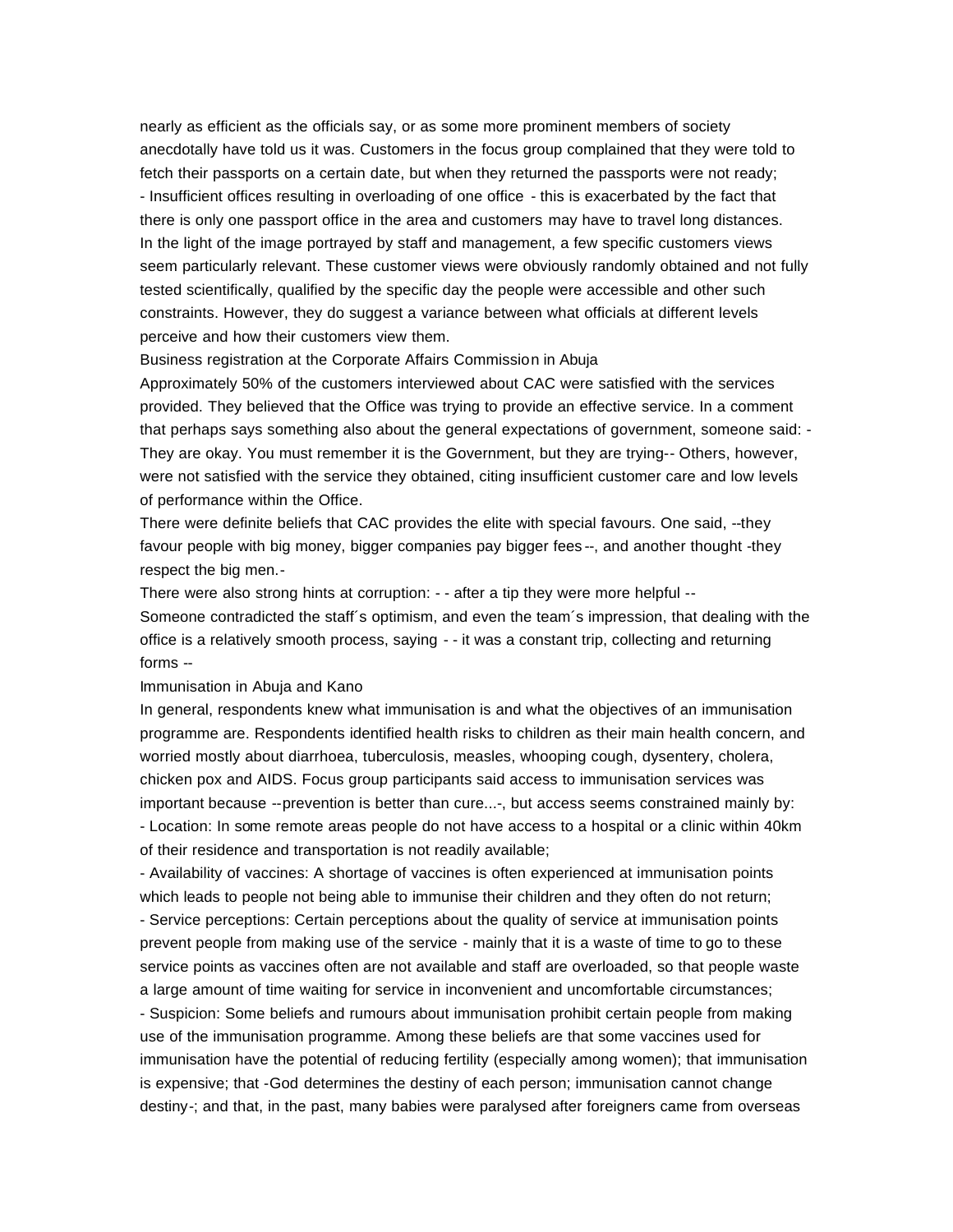nearly as efficient as the officials say, or as some more prominent members of society anecdotally have told us it was. Customers in the focus group complained that they were told to fetch their passports on a certain date, but when they returned the passports were not ready;

- Insufficient offices resulting in overloading of one office - this is exacerbated by the fact that there is only one passport office in the area and customers may have to travel long distances.

In the light of the image portrayed by staff and management, a few specific customers views seem particularly relevant. These customer views were obviously randomly obtained and not fully tested scientifically, qualified by the specific day the people were accessible and other such constraints. However, they do suggest a variance between what officials at different levels perceive and how their customers view them.

Business registration at the Corporate Affairs Commission in Abuja

Approximately 50% of the customers interviewed about CAC were satisfied with the services provided. They believed that the Office was trying to provide an effective service. In a comment that perhaps says something also about the general expectations of government, someone said: -They are okay. You must remember it is the Government, but they are trying-- Others, however, were not satisfied with the service they obtained, citing insufficient customer care and low levels of performance within the Office.

There were definite beliefs that CAC provides the elite with special favours. One said, --they favour people with big money, bigger companies pay bigger fees--, and another thought -they respect the big men.-

There were also strong hints at corruption: - - after a tip they were more helpful --

Someone contradicted the staff´s optimism, and even the team´s impression, that dealing with the office is a relatively smooth process, saying - - it was a constant trip, collecting and returning forms --

Immunisation in Abuja and Kano

In general, respondents knew what immunisation is and what the objectives of an immunisation programme are. Respondents identified health risks to children as their main health concern, and worried mostly about diarrhoea, tuberculosis, measles, whooping cough, dysentery, cholera, chicken pox and AIDS. Focus group participants said access to immunisation services was important because --prevention is better than cure...-, but access seems constrained mainly by:

- Location: In some remote areas people do not have access to a hospital or a clinic within 40km of their residence and transportation is not readily available;
- Availability of vaccines: A shortage of vaccines is often experienced at immunisation points which leads to people not being able to immunise their children and they often do not return;
- Service perceptions: Certain perceptions about the quality of service at immunisation points prevent people from making use of the service - mainly that it is a waste of time to go to these service points as vaccines often are not available and staff are overloaded, so that people waste a large amount of time waiting for service in inconvenient and uncomfortable circumstances;
- Suspicion: Some beliefs and rumours about immunisation prohibit certain people from making use of the immunisation programme. Among these beliefs are that some vaccines used for immunisation have the potential of reducing fertility (especially among women); that immunisation is expensive; that -God determines the destiny of each person; immunisation cannot change destiny-; and that, in the past, many babies were paralysed after foreigners came from overseas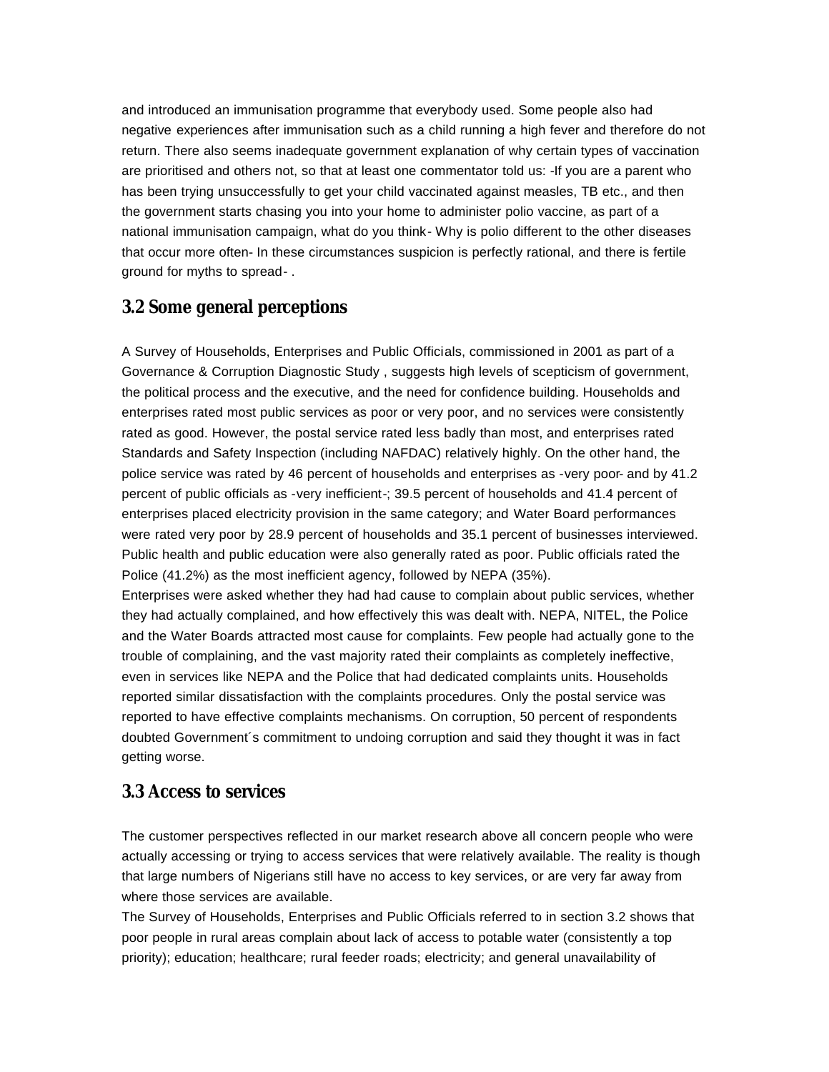and introduced an immunisation programme that everybody used. Some people also had negative experiences after immunisation such as a child running a high fever and therefore do not return. There also seems inadequate government explanation of why certain types of vaccination are prioritised and others not, so that at least one commentator told us: -If you are a parent who has been trying unsuccessfully to get your child vaccinated against measles, TB etc., and then the government starts chasing you into your home to administer polio vaccine, as part of a national immunisation campaign, what do you think- Why is polio different to the other diseases that occur more often- In these circumstances suspicion is perfectly rational, and there is fertile ground for myths to spread- .

## 3.2 Some general perceptions

A Survey of Households, Enterprises and Public Officials, commissioned in 2001 as part of a Governance & Corruption Diagnostic Study , suggests high levels of scepticism of government, the political process and the executive, and the need for confidence building. Households and enterprises rated most public services as poor or very poor, and no services were consistently rated as good. However, the postal service rated less badly than most, and enterprises rated Standards and Safety Inspection (including NAFDAC) relatively highly. On the other hand, the police service was rated by 46 percent of households and enterprises as -very poor- and by 41.2 percent of public officials as -very inefficient-; 39.5 percent of households and 41.4 percent of enterprises placed electricity provision in the same category; and Water Board performances were rated very poor by 28.9 percent of households and 35.1 percent of businesses interviewed. Public health and public education were also generally rated as poor. Public officials rated the Police (41.2%) as the most inefficient agency, followed by NEPA (35%).

Enterprises were asked whether they had had cause to complain about public services, whether they had actually complained, and how effectively this was dealt with. NEPA, NITEL, the Police and the Water Boards attracted most cause for complaints. Few people had actually gone to the trouble of complaining, and the vast majority rated their complaints as completely ineffective, even in services like NEPA and the Police that had dedicated complaints units. Households reported similar dissatisfaction with the complaints procedures. Only the postal service was reported to have effective complaints mechanisms. On corruption, 50 percent of respondents doubted Government´s commitment to undoing corruption and said they thought it was in fact getting worse.

## 3.3 Access to services

The customer perspectives reflected in our market research above all concern people who were actually accessing or trying to access services that were relatively available. The reality is though that large numbers of Nigerians still have no access to key services, or are very far away from where those services are available.

The Survey of Households, Enterprises and Public Officials referred to in section 3.2 shows that poor people in rural areas complain about lack of access to potable water (consistently a top priority); education; healthcare; rural feeder roads; electricity; and general unavailability of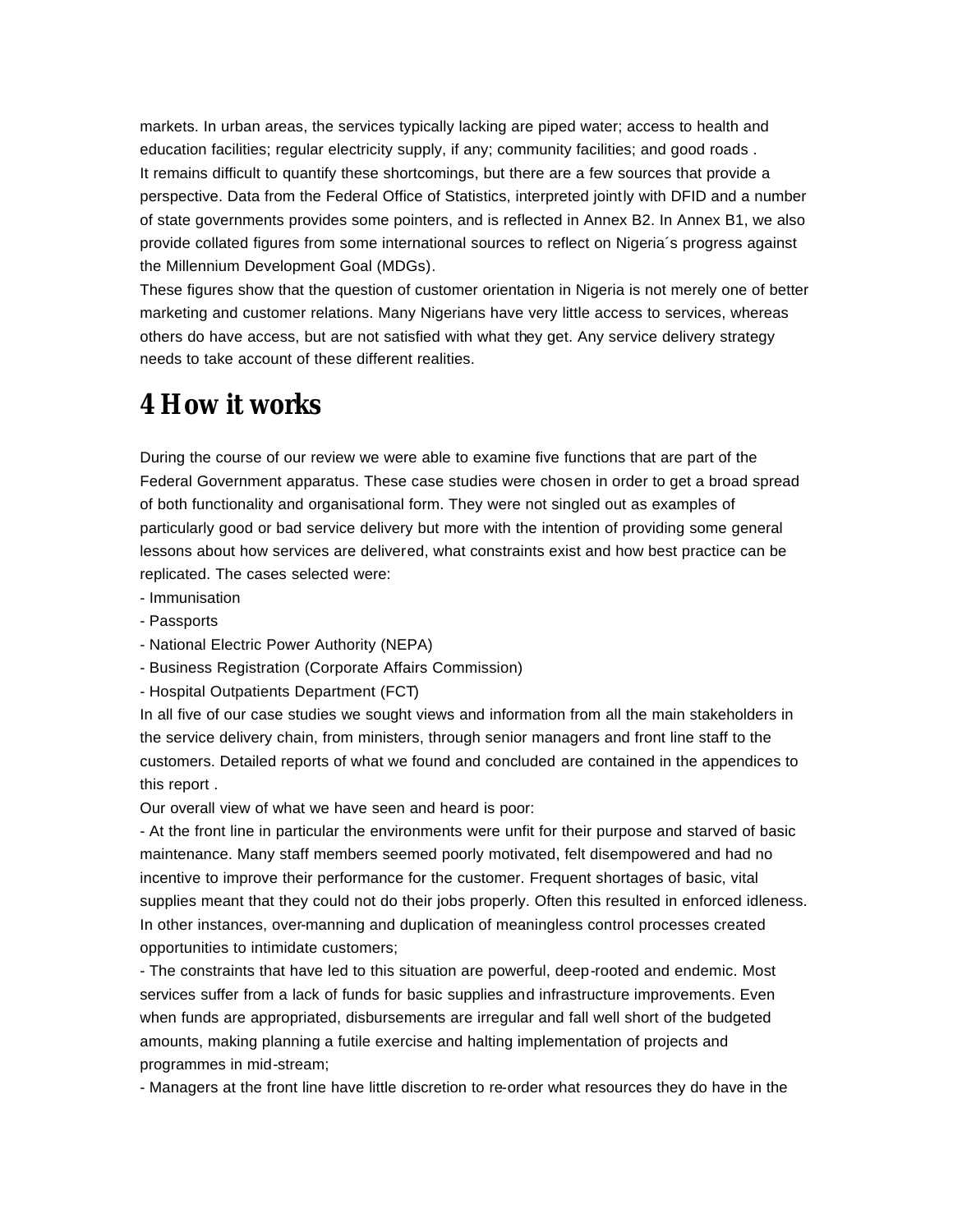markets. In urban areas, the services typically lacking are piped water; access to health and education facilities; regular electricity supply, if any; community facilities; and good roads .

It remains difficult to quantify these shortcomings, but there are a few sources that provide a perspective. Data from the Federal Office of Statistics, interpreted jointly with DFID and a number of state governments provides some pointers, and is reflected in Annex B2. In Annex B1, we also provide collated figures from some international sources to reflect on Nigeria´s progress against the Millennium Development Goal (MDGs).

These figures show that the question of customer orientation in Nigeria is not merely one of better marketing and customer relations. Many Nigerians have very little access to services, whereas others do have access, but are not satisfied with what they get. Any service delivery strategy needs to take account of these different realities.

# 4 How it works

During the course of our review we were able to examine five functions that are part of the Federal Government apparatus. These case studies were chosen in order to get a broad spread of both functionality and organisational form. They were not singled out as examples of particularly good or bad service delivery but more with the intention of providing some general lessons about how services are delivered, what constraints exist and how best practice can be replicated. The cases selected were:

- Immunisation
- Passports
- National Electric Power Authority (NEPA)
- Business Registration (Corporate Affairs Commission)
- Hospital Outpatients Department (FCT)

In all five of our case studies we sought views and information from all the main stakeholders in the service delivery chain, from ministers, through senior managers and front line staff to the customers. Detailed reports of what we found and concluded are contained in the appendices to this report .

Our overall view of what we have seen and heard is poor:

- At the front line in particular the environments were unfit for their purpose and starved of basic maintenance. Many staff members seemed poorly motivated, felt disempowered and had no incentive to improve their performance for the customer. Frequent shortages of basic, vital supplies meant that they could not do their jobs properly. Often this resulted in enforced idleness. In other instances, over-manning and duplication of meaningless control processes created opportunities to intimidate customers;
- The constraints that have led to this situation are powerful, deep-rooted and endemic. Most services suffer from a lack of funds for basic supplies and infrastructure improvements. Even when funds are appropriated, disbursements are irregular and fall well short of the budgeted amounts, making planning a futile exercise and halting implementation of projects and programmes in mid-stream;
- Managers at the front line have little discretion to re-order what resources they do have in the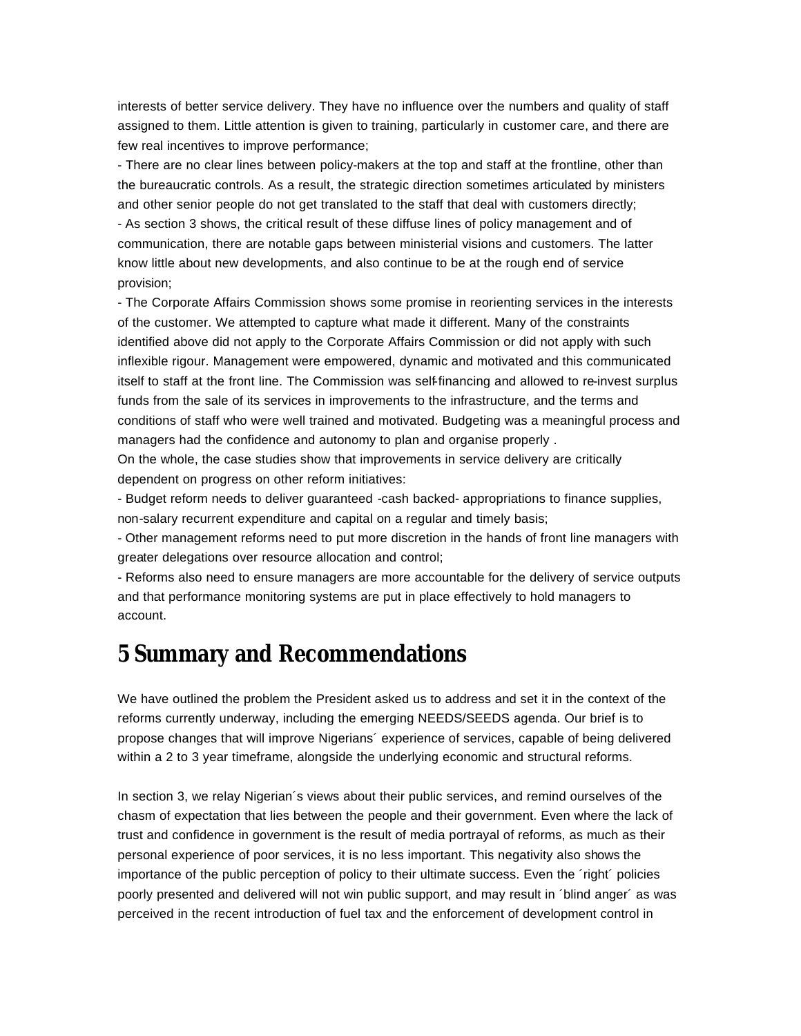interests of better service delivery. They have no influence over the numbers and quality of staff assigned to them. Little attention is given to training, particularly in customer care, and there are few real incentives to improve performance;

- There are no clear lines between policy-makers at the top and staff at the frontline, other than the bureaucratic controls. As a result, the strategic direction sometimes articulated by ministers and other senior people do not get translated to the staff that deal with customers directly;
- As section 3 shows, the critical result of these diffuse lines of policy management and of communication, there are notable gaps between ministerial visions and customers. The latter know little about new developments, and also continue to be at the rough end of service provision;
- The Corporate Affairs Commission shows some promise in reorienting services in the interests of the customer. We attempted to capture what made it different. Many of the constraints identified above did not apply to the Corporate Affairs Commission or did not apply with such inflexible rigour. Management were empowered, dynamic and motivated and this communicated itself to staff at the front line. The Commission was self-financing and allowed to re-invest surplus funds from the sale of its services in improvements to the infrastructure, and the terms and conditions of staff who were well trained and motivated. Budgeting was a meaningful process and managers had the confidence and autonomy to plan and organise properly .

On the whole, the case studies show that improvements in service delivery are critically dependent on progress on other reform initiatives:

- Budget reform needs to deliver guaranteed -cash backed- appropriations to finance supplies, non-salary recurrent expenditure and capital on a regular and timely basis;
- Other management reforms need to put more discretion in the hands of front line managers with greater delegations over resource allocation and control;
- Reforms also need to ensure managers are more accountable for the delivery of service outputs and that performance monitoring systems are put in place effectively to hold managers to account.

# 5 Summary and Recommendations

We have outlined the problem the President asked us to address and set it in the context of the reforms currently underway, including the emerging NEEDS/SEEDS agenda. Our brief is to propose changes that will improve Nigerians´ experience of services, capable of being delivered within a 2 to 3 year timeframe, alongside the underlying economic and structural reforms.

In section 3, we relay Nigerian´s views about their public services, and remind ourselves of the chasm of expectation that lies between the people and their government. Even where the lack of trust and confidence in government is the result of media portrayal of reforms, as much as their personal experience of poor services, it is no less important. This negativity also shows the importance of the public perception of policy to their ultimate success. Even the ´right´ policies poorly presented and delivered will not win public support, and may result in ´blind anger´ as was perceived in the recent introduction of fuel tax and the enforcement of development control in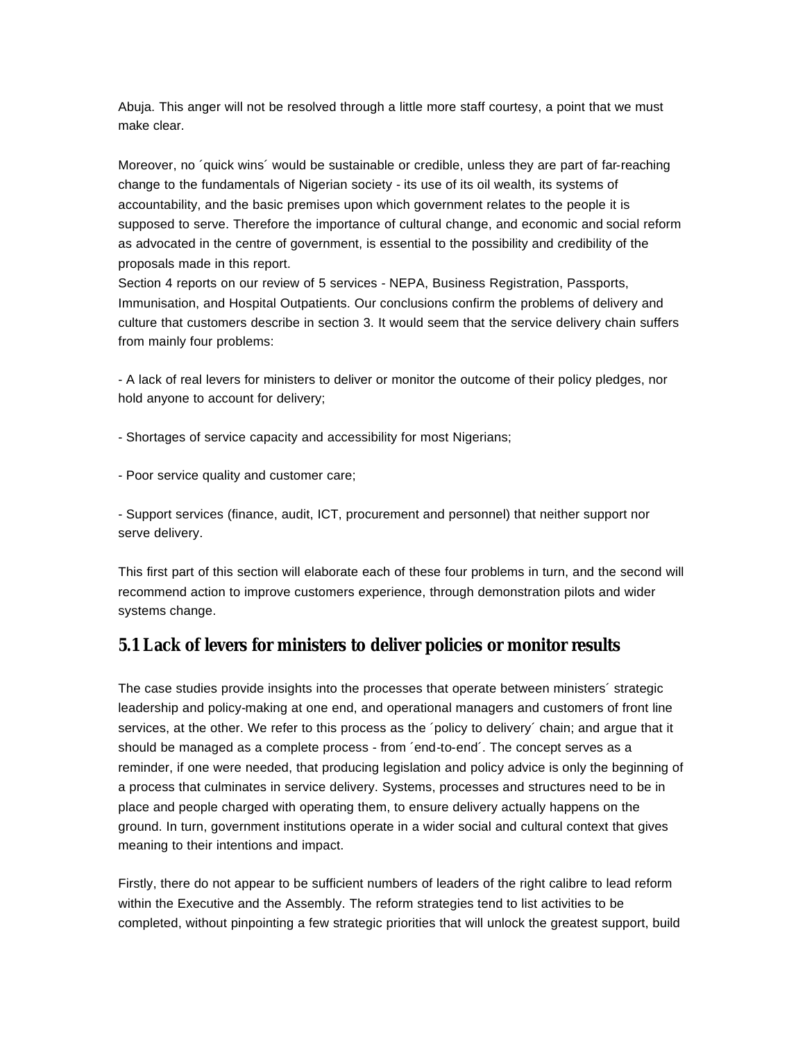Abuja. This anger will not be resolved through a little more staff courtesy, a point that we must make clear.

Moreover, no ´quick wins´ would be sustainable or credible, unless they are part of far-reaching change to the fundamentals of Nigerian society - its use of its oil wealth, its systems of accountability, and the basic premises upon which government relates to the people it is supposed to serve. Therefore the importance of cultural change, and economic and social reform as advocated in the centre of government, is essential to the possibility and credibility of the proposals made in this report.

Section 4 reports on our review of 5 services - NEPA, Business Registration, Passports, Immunisation, and Hospital Outpatients. Our conclusions confirm the problems of delivery and culture that customers describe in section 3. It would seem that the service delivery chain suffers from mainly four problems:

- A lack of real levers for ministers to deliver or monitor the outcome of their policy pledges, nor hold anyone to account for delivery;

- Shortages of service capacity and accessibility for most Nigerians;

- Poor service quality and customer care;

- Support services (finance, audit, ICT, procurement and personnel) that neither support nor serve delivery.

This first part of this section will elaborate each of these four problems in turn, and the second will recommend action to improve customers experience, through demonstration pilots and wider systems change.

## 5.1 Lack of levers for ministers to deliver policies or monitor results

The case studies provide insights into the processes that operate between ministers´ strategic leadership and policy-making at one end, and operational managers and customers of front line services, at the other. We refer to this process as the ´policy to delivery´ chain; and argue that it should be managed as a complete process - from ´end-to-end´. The concept serves as a reminder, if one were needed, that producing legislation and policy advice is only the beginning of a process that culminates in service delivery. Systems, processes and structures need to be in place and people charged with operating them, to ensure delivery actually happens on the ground. In turn, government institutions operate in a wider social and cultural context that gives meaning to their intentions and impact.

Firstly, there do not appear to be sufficient numbers of leaders of the right calibre to lead reform within the Executive and the Assembly. The reform strategies tend to list activities to be completed, without pinpointing a few strategic priorities that will unlock the greatest support, build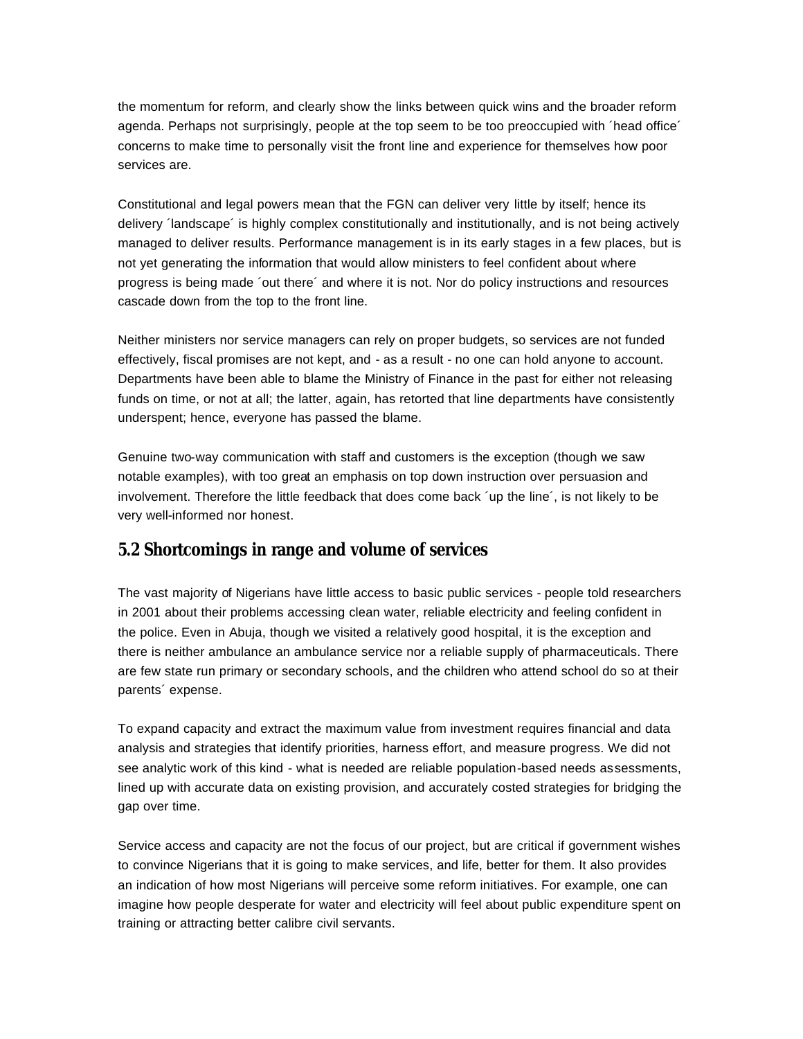the momentum for reform, and clearly show the links between quick wins and the broader reform agenda. Perhaps not surprisingly, people at the top seem to be too preoccupied with ´head office´ concerns to make time to personally visit the front line and experience for themselves how poor services are.

Constitutional and legal powers mean that the FGN can deliver very little by itself; hence its delivery ´landscape´ is highly complex constitutionally and institutionally, and is not being actively managed to deliver results. Performance management is in its early stages in a few places, but is not yet generating the information that would allow ministers to feel confident about where progress is being made ´out there´ and where it is not. Nor do policy instructions and resources cascade down from the top to the front line.

Neither ministers nor service managers can rely on proper budgets, so services are not funded effectively, fiscal promises are not kept, and - as a result - no one can hold anyone to account. Departments have been able to blame the Ministry of Finance in the past for either not releasing funds on time, or not at all; the latter, again, has retorted that line departments have consistently underspent; hence, everyone has passed the blame.

Genuine two-way communication with staff and customers is the exception (though we saw notable examples), with too great an emphasis on top down instruction over persuasion and involvement. Therefore the little feedback that does come back ´up the line´, is not likely to be very well-informed nor honest.

## 5.2 Shortcomings in range and volume of services

The vast majority of Nigerians have little access to basic public services - people told researchers in 2001 about their problems accessing clean water, reliable electricity and feeling confident in the police. Even in Abuja, though we visited a relatively good hospital, it is the exception and there is neither ambulance an ambulance service nor a reliable supply of pharmaceuticals. There are few state run primary or secondary schools, and the children who attend school do so at their parents´ expense.

To expand capacity and extract the maximum value from investment requires financial and data analysis and strategies that identify priorities, harness effort, and measure progress. We did not see analytic work of this kind - what is needed are reliable population-based needs assessments, lined up with accurate data on existing provision, and accurately costed strategies for bridging the gap over time.

Service access and capacity are not the focus of our project, but are critical if government wishes to convince Nigerians that it is going to make services, and life, better for them. It also provides an indication of how most Nigerians will perceive some reform initiatives. For example, one can imagine how people desperate for water and electricity will feel about public expenditure spent on training or attracting better calibre civil servants.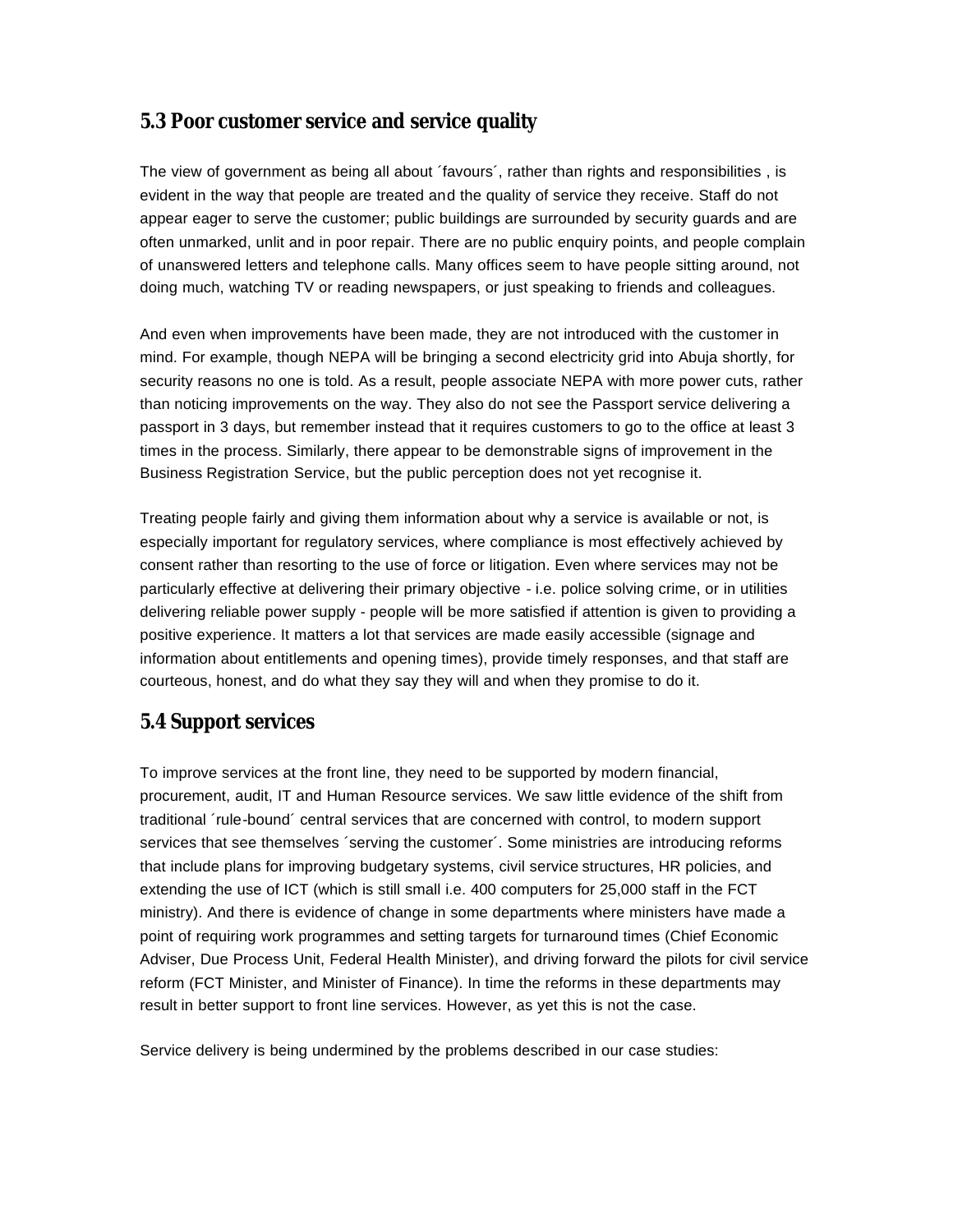## 5.3 Poor customer service and service quality

The view of government as being all about ´favours´, rather than rights and responsibilities , is evident in the way that people are treated and the quality of service they receive. Staff do not appear eager to serve the customer; public buildings are surrounded by security guards and are often unmarked, unlit and in poor repair. There are no public enquiry points, and people complain of unanswered letters and telephone calls. Many offices seem to have people sitting around, not doing much, watching TV or reading newspapers, or just speaking to friends and colleagues.

And even when improvements have been made, they are not introduced with the customer in mind. For example, though NEPA will be bringing a second electricity grid into Abuja shortly, for security reasons no one is told. As a result, people associate NEPA with more power cuts, rather than noticing improvements on the way. They also do not see the Passport service delivering a passport in 3 days, but remember instead that it requires customers to go to the office at least 3 times in the process. Similarly, there appear to be demonstrable signs of improvement in the Business Registration Service, but the public perception does not yet recognise it.

Treating people fairly and giving them information about why a service is available or not, is especially important for regulatory services, where compliance is most effectively achieved by consent rather than resorting to the use of force or litigation. Even where services may not be particularly effective at delivering their primary objective - i.e. police solving crime, or in utilities delivering reliable power supply - people will be more satisfied if attention is given to providing a positive experience. It matters a lot that services are made easily accessible (signage and information about entitlements and opening times), provide timely responses, and that staff are courteous, honest, and do what they say they will and when they promise to do it.

## 5.4 Support services

To improve services at the front line, they need to be supported by modern financial, procurement, audit, IT and Human Resource services. We saw little evidence of the shift from traditional ´rule-bound´ central services that are concerned with control, to modern support services that see themselves ´serving the customer´. Some ministries are introducing reforms that include plans for improving budgetary systems, civil service structures, HR policies, and extending the use of ICT (which is still small i.e. 400 computers for 25,000 staff in the FCT ministry). And there is evidence of change in some departments where ministers have made a point of requiring work programmes and setting targets for turnaround times (Chief Economic Adviser, Due Process Unit, Federal Health Minister), and driving forward the pilots for civil service reform (FCT Minister, and Minister of Finance). In time the reforms in these departments may result in better support to front line services. However, as yet this is not the case.

Service delivery is being undermined by the problems described in our case studies: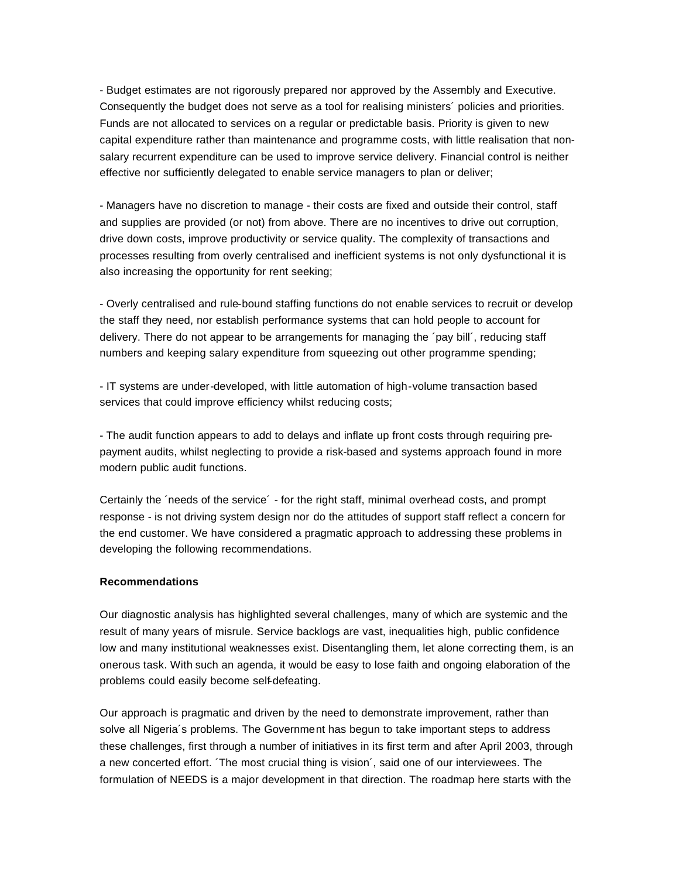- Budget estimates are not rigorously prepared nor approved by the Assembly and Executive. Consequently the budget does not serve as a tool for realising ministers´ policies and priorities. Funds are not allocated to services on a regular or predictable basis. Priority is given to new capital expenditure rather than maintenance and programme costs, with little realisation that non-salary recurrent expenditure can be used to improve service delivery. Financial control is neither effective nor sufficiently delegated to enable service managers to plan or deliver;

- Managers have no discretion to manage - their costs are fixed and outside their control, staff and supplies are provided (or not) from above. There are no incentives to drive out corruption, drive down costs, improve productivity or service quality. The complexity of transactions and processes resulting from overly centralised and inefficient systems is not only dysfunctional it is also increasing the opportunity for rent seeking;

- Overly centralised and rule-bound staffing functions do not enable services to recruit or develop the staff they need, nor establish performance systems that can hold people to account for delivery. There do not appear to be arrangements for managing the ´pay bill´, reducing staff numbers and keeping salary expenditure from squeezing out other programme spending;

- IT systems are under-developed, with little automation of high-volume transaction based services that could improve efficiency whilst reducing costs;

- The audit function appears to add to delays and inflate up front costs through requiring pre-payment audits, whilst neglecting to provide a risk-based and systems approach found in more modern public audit functions.

Certainly the ´needs of the service´ - for the right staff, minimal overhead costs, and prompt response - is not driving system design nor do the attitudes of support staff reflect a concern for the end customer. We have considered a pragmatic approach to addressing these problems in developing the following recommendations.

**Recommendations**

Our diagnostic analysis has highlighted several challenges, many of which are systemic and the result of many years of misrule. Service backlogs are vast, inequalities high, public confidence low and many institutional weaknesses exist. Disentangling them, let alone correcting them, is an onerous task. With such an agenda, it would be easy to lose faith and ongoing elaboration of the problems could easily become self-defeating.

Our approach is pragmatic and driven by the need to demonstrate improvement, rather than solve all Nigeria´s problems. The Government has begun to take important steps to address these challenges, first through a number of initiatives in its first term and after April 2003, through a new concerted effort. ´The most crucial thing is vision´, said one of our interviewees. The formulation of NEEDS is a major development in that direction. The roadmap here starts with the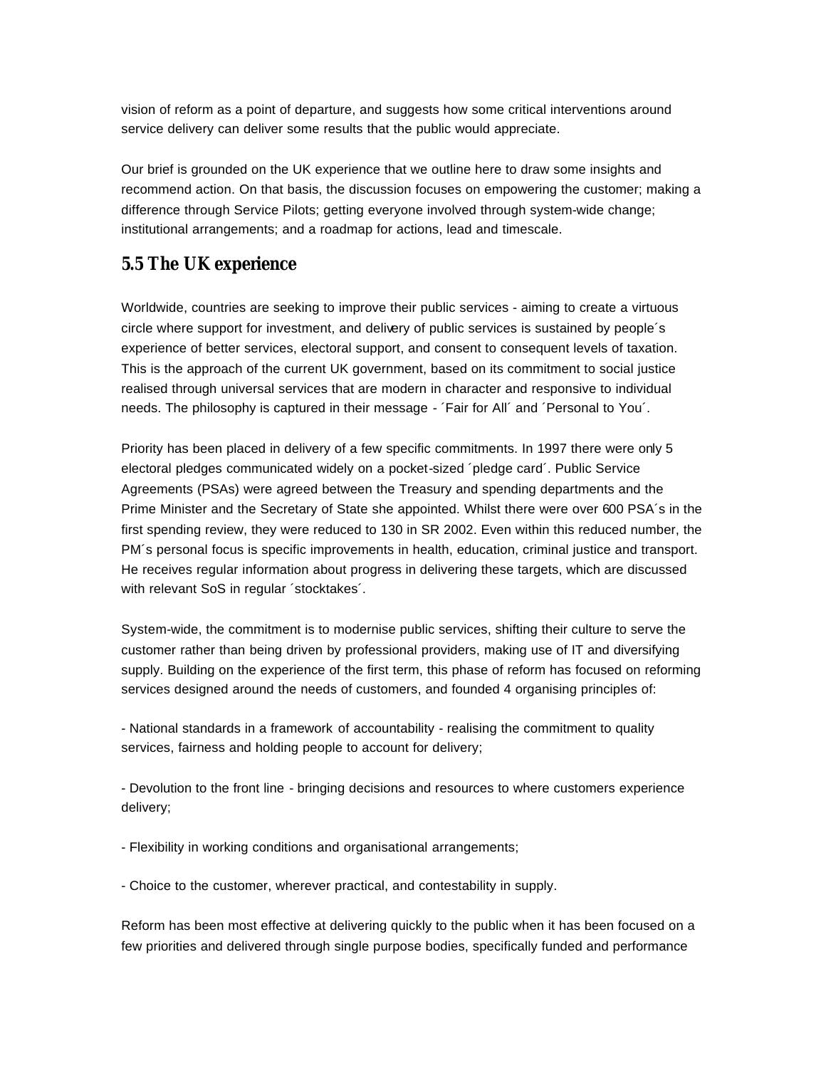vision of reform as a point of departure, and suggests how some critical interventions around service delivery can deliver some results that the public would appreciate.

Our brief is grounded on the UK experience that we outline here to draw some insights and recommend action. On that basis, the discussion focuses on empowering the customer; making a difference through Service Pilots; getting everyone involved through system-wide change; institutional arrangements; and a roadmap for actions, lead and timescale.

## 5.5 The UK experience

Worldwide, countries are seeking to improve their public services - aiming to create a virtuous circle where support for investment, and delivery of public services is sustained by people´s experience of better services, electoral support, and consent to consequent levels of taxation. This is the approach of the current UK government, based on its commitment to social justice realised through universal services that are modern in character and responsive to individual needs. The philosophy is captured in their message - ´Fair for All´ and ´Personal to You´.

Priority has been placed in delivery of a few specific commitments. In 1997 there were only 5 electoral pledges communicated widely on a pocket-sized ´pledge card´. Public Service Agreements (PSAs) were agreed between the Treasury and spending departments and the Prime Minister and the Secretary of State she appointed. Whilst there were over 600 PSA´s in the first spending review, they were reduced to 130 in SR 2002. Even within this reduced number, the PM´s personal focus is specific improvements in health, education, criminal justice and transport. He receives regular information about progress in delivering these targets, which are discussed with relevant SoS in regular ´stocktakes´.

System-wide, the commitment is to modernise public services, shifting their culture to serve the customer rather than being driven by professional providers, making use of IT and diversifying supply. Building on the experience of the first term, this phase of reform has focused on reforming services designed around the needs of customers, and founded 4 organising principles of:

- National standards in a framework of accountability - realising the commitment to quality services, fairness and holding people to account for delivery;

- Devolution to the front line - bringing decisions and resources to where customers experience delivery;

- Flexibility in working conditions and organisational arrangements;

- Choice to the customer, wherever practical, and contestability in supply.

Reform has been most effective at delivering quickly to the public when it has been focused on a few priorities and delivered through single purpose bodies, specifically funded and performance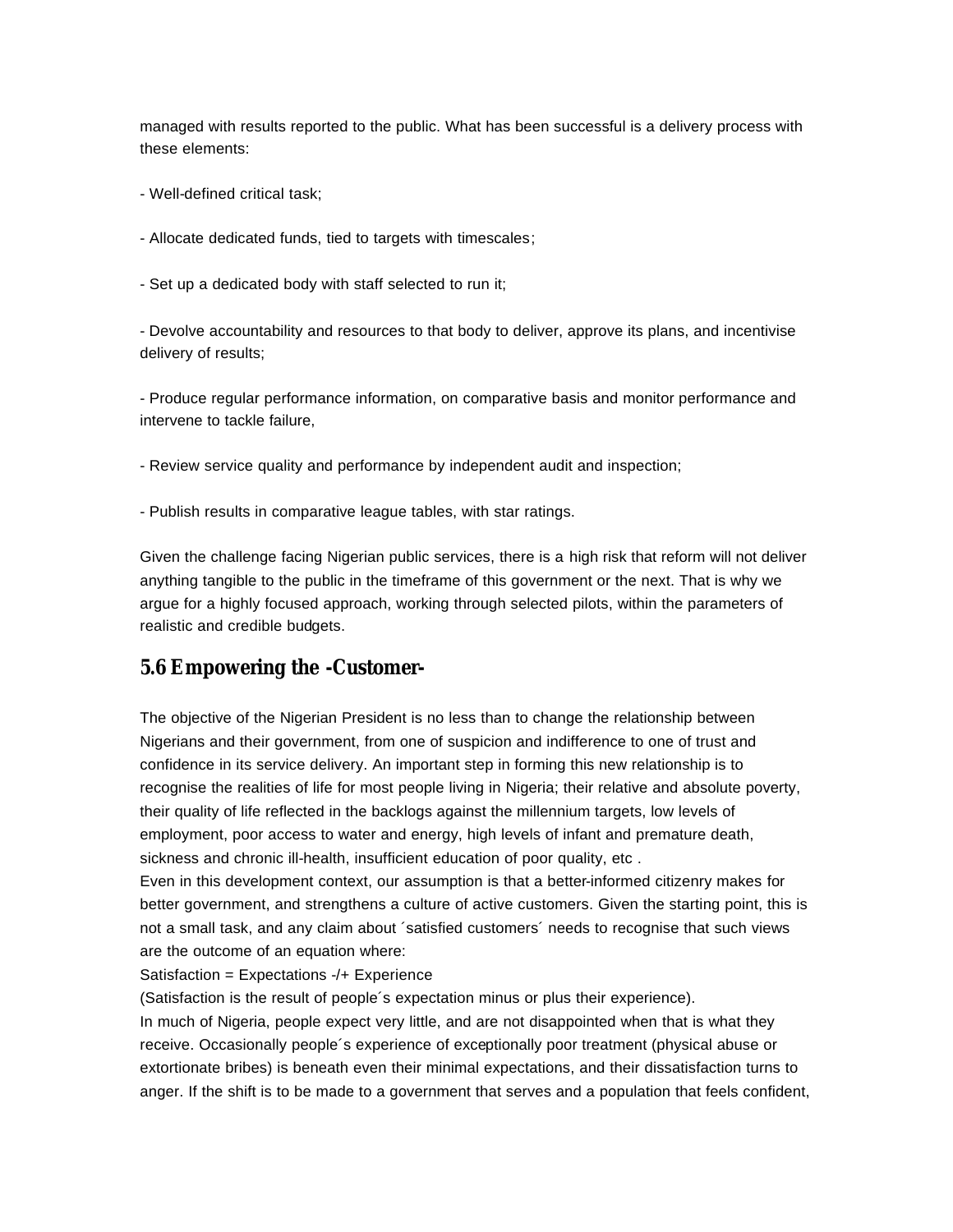managed with results reported to the public. What has been successful is a delivery process with these elements:

- Well-defined critical task;

- Allocate dedicated funds, tied to targets with timescales;

- Set up a dedicated body with staff selected to run it;

- Devolve accountability and resources to that body to deliver, approve its plans, and incentivise delivery of results;

- Produce regular performance information, on comparative basis and monitor performance and intervene to tackle failure,

- Review service quality and performance by independent audit and inspection;

- Publish results in comparative league tables, with star ratings.

Given the challenge facing Nigerian public services, there is a high risk that reform will not deliver anything tangible to the public in the timeframe of this government or the next. That is why we argue for a highly focused approach, working through selected pilots, within the parameters of realistic and credible budgets.

## 5.6 Empowering the -Customer-

The objective of the Nigerian President is no less than to change the relationship between Nigerians and their government, from one of suspicion and indifference to one of trust and confidence in its service delivery. An important step in forming this new relationship is to recognise the realities of life for most people living in Nigeria; their relative and absolute poverty, their quality of life reflected in the backlogs against the millennium targets, low levels of employment, poor access to water and energy, high levels of infant and premature death, sickness and chronic ill-health, insufficient education of poor quality, etc .

Even in this development context, our assumption is that a better-informed citizenry makes for better government, and strengthens a culture of active customers. Given the starting point, this is not a small task, and any claim about ´satisfied customers´ needs to recognise that such views are the outcome of an equation where:

Satisfaction = Expectations -/+ Experience

(Satisfaction is the result of people´s expectation minus or plus their experience).

In much of Nigeria, people expect very little, and are not disappointed when that is what they receive. Occasionally people´s experience of exceptionally poor treatment (physical abuse or extortionate bribes) is beneath even their minimal expectations, and their dissatisfaction turns to anger. If the shift is to be made to a government that serves and a population that feels confident,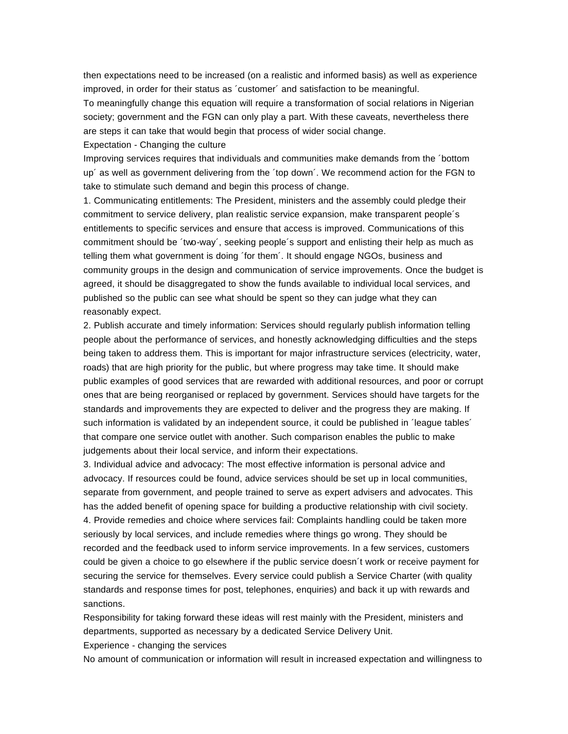then expectations need to be increased (on a realistic and informed basis) as well as experience improved, in order for their status as ´customer´ and satisfaction to be meaningful.

To meaningfully change this equation will require a transformation of social relations in Nigerian society; government and the FGN can only play a part. With these caveats, nevertheless there are steps it can take that would begin that process of wider social change.

### Expectation - Changing the culture

Improving services requires that individuals and communities make demands from the ´bottom up´ as well as government delivering from the ´top down´. We recommend action for the FGN to take to stimulate such demand and begin this process of change.

1. Communicating entitlements: The President, ministers and the assembly could pledge their commitment to service delivery, plan realistic service expansion, make transparent people´s entitlements to specific services and ensure that access is improved. Communications of this commitment should be ´two-way´, seeking people´s support and enlisting their help as much as telling them what government is doing ´for them´. It should engage NGOs, business and community groups in the design and communication of service improvements. Once the budget is agreed, it should be disaggregated to show the funds available to individual local services, and published so the public can see what should be spent so they can judge what they can reasonably expect.
2. Publish accurate and timely information: Services should regularly publish information telling people about the performance of services, and honestly acknowledging difficulties and the steps being taken to address them. This is important for major infrastructure services (electricity, water, roads) that are high priority for the public, but where progress may take time. It should make public examples of good services that are rewarded with additional resources, and poor or corrupt ones that are being reorganised or replaced by government. Services should have targets for the standards and improvements they are expected to deliver and the progress they are making. If such information is validated by an independent source, it could be published in ´league tables´ that compare one service outlet with another. Such comparison enables the public to make judgements about their local service, and inform their expectations.
3. Individual advice and advocacy: The most effective information is personal advice and advocacy. If resources could be found, advice services should be set up in local communities, separate from government, and people trained to serve as expert advisers and advocates. This has the added benefit of opening space for building a productive relationship with civil society.
4. Provide remedies and choice where services fail: Complaints handling could be taken more seriously by local services, and include remedies where things go wrong. They should be recorded and the feedback used to inform service improvements. In a few services, customers could be given a choice to go elsewhere if the public service doesn´t work or receive payment for securing the service for themselves. Every service could publish a Service Charter (with quality standards and response times for post, telephones, enquiries) and back it up with rewards and sanctions.

Responsibility for taking forward these ideas will rest mainly with the President, ministers and departments, supported as necessary by a dedicated Service Delivery Unit.

### Experience - changing the services

No amount of communication or information will result in increased expectation and willingness to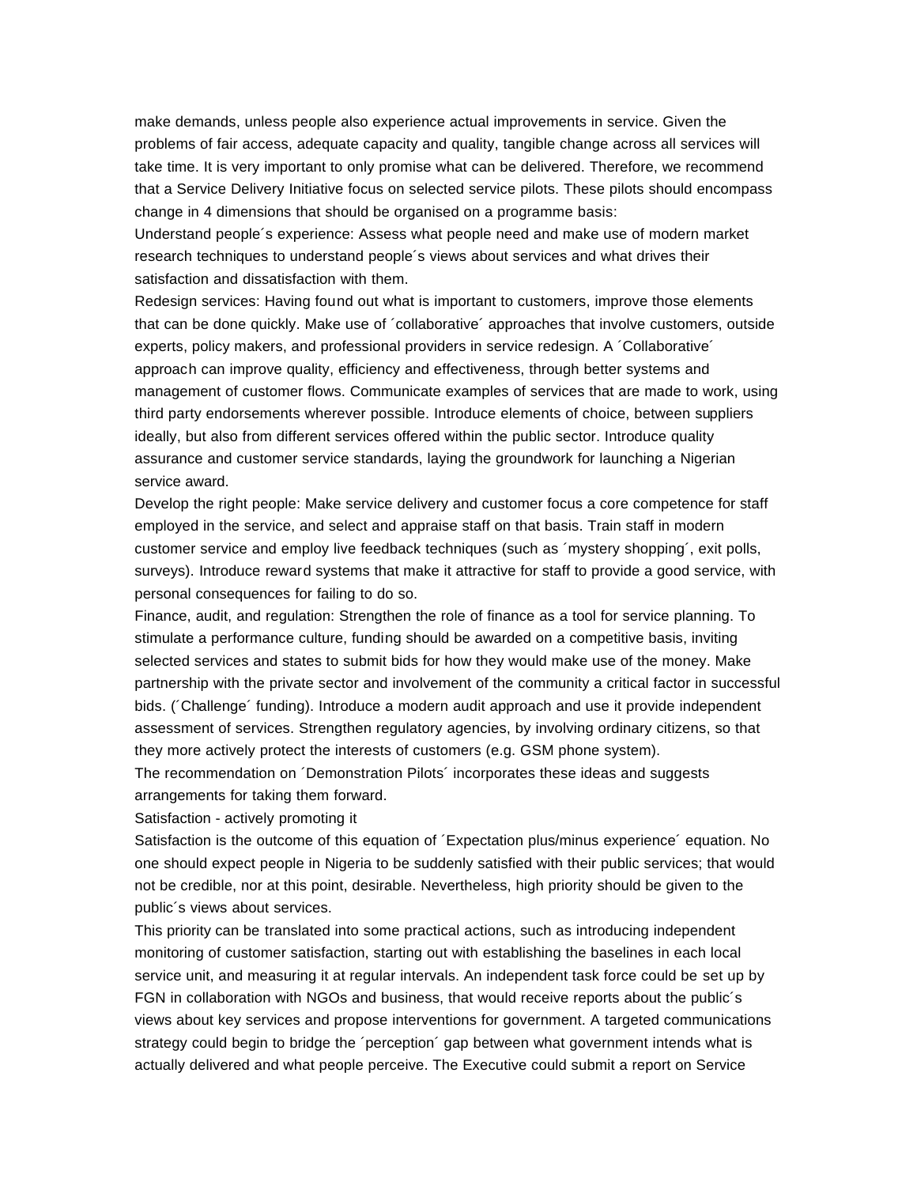make demands, unless people also experience actual improvements in service. Given the problems of fair access, adequate capacity and quality, tangible change across all services will take time. It is very important to only promise what can be delivered. Therefore, we recommend that a Service Delivery Initiative focus on selected service pilots. These pilots should encompass change in 4 dimensions that should be organised on a programme basis:

Understand people´s experience: Assess what people need and make use of modern market research techniques to understand people´s views about services and what drives their satisfaction and dissatisfaction with them.

Redesign services: Having found out what is important to customers, improve those elements that can be done quickly. Make use of ´collaborative´ approaches that involve customers, outside experts, policy makers, and professional providers in service redesign. A ´Collaborative´ approach can improve quality, efficiency and effectiveness, through better systems and management of customer flows. Communicate examples of services that are made to work, using third party endorsements wherever possible. Introduce elements of choice, between suppliers ideally, but also from different services offered within the public sector. Introduce quality assurance and customer service standards, laying the groundwork for launching a Nigerian service award.

Develop the right people: Make service delivery and customer focus a core competence for staff employed in the service, and select and appraise staff on that basis. Train staff in modern customer service and employ live feedback techniques (such as ´mystery shopping´, exit polls, surveys). Introduce reward systems that make it attractive for staff to provide a good service, with personal consequences for failing to do so.

Finance, audit, and regulation: Strengthen the role of finance as a tool for service planning. To stimulate a performance culture, funding should be awarded on a competitive basis, inviting selected services and states to submit bids for how they would make use of the money. Make partnership with the private sector and involvement of the community a critical factor in successful bids. (´Challenge´ funding). Introduce a modern audit approach and use it provide independent assessment of services. Strengthen regulatory agencies, by involving ordinary citizens, so that they more actively protect the interests of customers (e.g. GSM phone system).

The recommendation on ´Demonstration Pilots´ incorporates these ideas and suggests arrangements for taking them forward.

Satisfaction - actively promoting it

Satisfaction is the outcome of this equation of ´Expectation plus/minus experience´ equation. No one should expect people in Nigeria to be suddenly satisfied with their public services; that would not be credible, nor at this point, desirable. Nevertheless, high priority should be given to the public´s views about services.

This priority can be translated into some practical actions, such as introducing independent monitoring of customer satisfaction, starting out with establishing the baselines in each local service unit, and measuring it at regular intervals. An independent task force could be set up by FGN in collaboration with NGOs and business, that would receive reports about the public´s views about key services and propose interventions for government. A targeted communications strategy could begin to bridge the ´perception´ gap between what government intends what is actually delivered and what people perceive. The Executive could submit a report on Service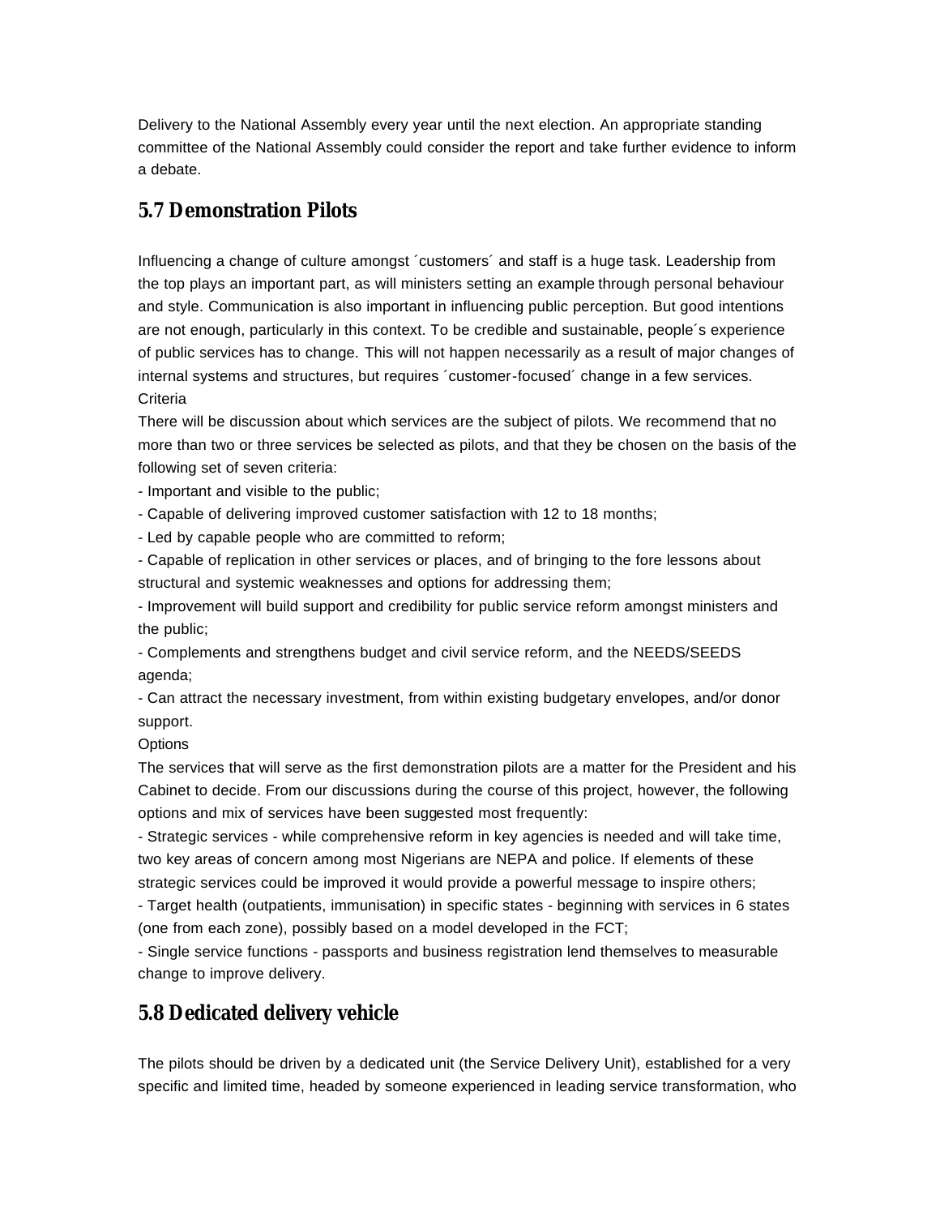Delivery to the National Assembly every year until the next election. An appropriate standing committee of the National Assembly could consider the report and take further evidence to inform a debate.

## 5.7 Demonstration Pilots

Influencing a change of culture amongst ´customers´ and staff is a huge task. Leadership from the top plays an important part, as will ministers setting an example through personal behaviour and style. Communication is also important in influencing public perception. But good intentions are not enough, particularly in this context. To be credible and sustainable, people´s experience of public services has to change. This will not happen necessarily as a result of major changes of internal systems and structures, but requires ´customer-focused´ change in a few services.

Criteria

There will be discussion about which services are the subject of pilots. We recommend that no more than two or three services be selected as pilots, and that they be chosen on the basis of the following set of seven criteria:

- Important and visible to the public;
- Capable of delivering improved customer satisfaction with 12 to 18 months;
- Led by capable people who are committed to reform;
- Capable of replication in other services or places, and of bringing to the fore lessons about structural and systemic weaknesses and options for addressing them;
- Improvement will build support and credibility for public service reform amongst ministers and the public;
- Complements and strengthens budget and civil service reform, and the NEEDS/SEEDS agenda;
- Can attract the necessary investment, from within existing budgetary envelopes, and/or donor support.

Options

The services that will serve as the first demonstration pilots are a matter for the President and his Cabinet to decide. From our discussions during the course of this project, however, the following options and mix of services have been suggested most frequently:

- Strategic services - while comprehensive reform in key agencies is needed and will take time, two key areas of concern among most Nigerians are NEPA and police. If elements of these strategic services could be improved it would provide a powerful message to inspire others;
- Target health (outpatients, immunisation) in specific states - beginning with services in 6 states (one from each zone), possibly based on a model developed in the FCT;
- Single service functions - passports and business registration lend themselves to measurable change to improve delivery.

## 5.8 Dedicated delivery vehicle

The pilots should be driven by a dedicated unit (the Service Delivery Unit), established for a very specific and limited time, headed by someone experienced in leading service transformation, who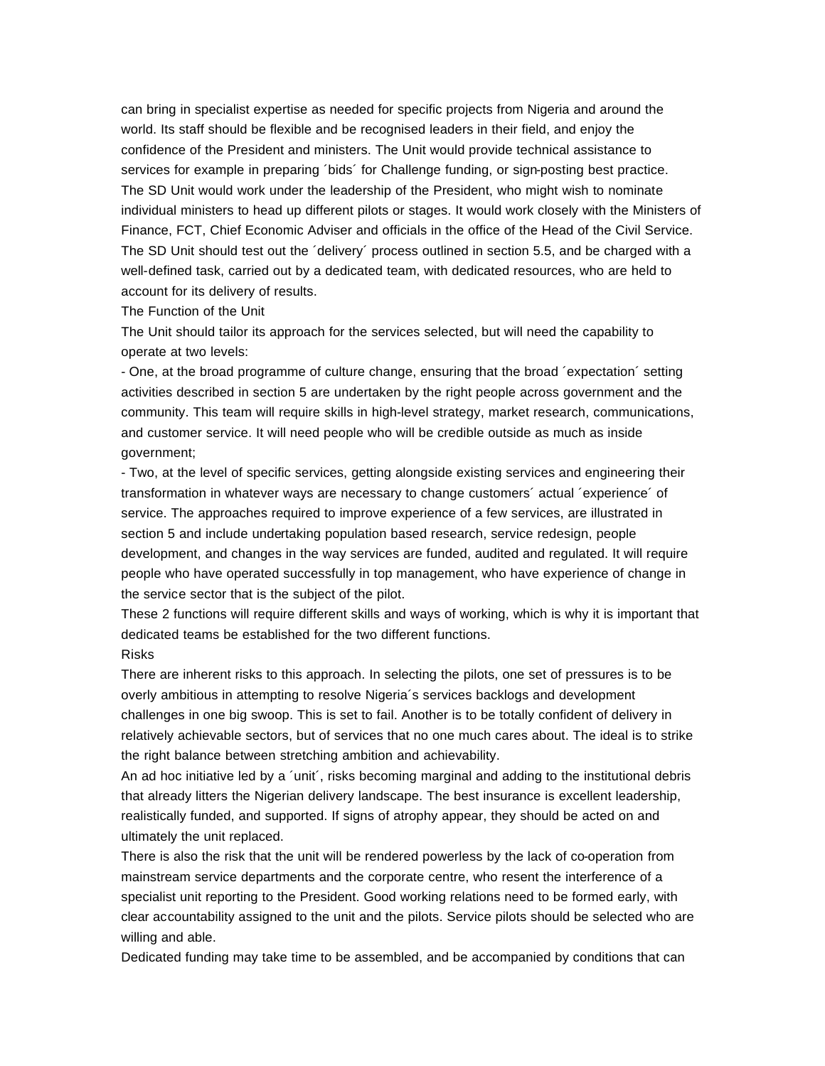can bring in specialist expertise as needed for specific projects from Nigeria and around the world. Its staff should be flexible and be recognised leaders in their field, and enjoy the confidence of the President and ministers. The Unit would provide technical assistance to services for example in preparing ´bids´ for Challenge funding, or sign-posting best practice. The SD Unit would work under the leadership of the President, who might wish to nominate individual ministers to head up different pilots or stages. It would work closely with the Ministers of Finance, FCT, Chief Economic Adviser and officials in the office of the Head of the Civil Service. The SD Unit should test out the ´delivery´ process outlined in section 5.5, and be charged with a well-defined task, carried out by a dedicated team, with dedicated resources, who are held to account for its delivery of results.

### The Function of the Unit

The Unit should tailor its approach for the services selected, but will need the capability to operate at two levels:

- One, at the broad programme of culture change, ensuring that the broad ´expectation´ setting activities described in section 5 are undertaken by the right people across government and the community. This team will require skills in high-level strategy, market research, communications, and customer service. It will need people who will be credible outside as much as inside government;
- Two, at the level of specific services, getting alongside existing services and engineering their transformation in whatever ways are necessary to change customers´ actual ´experience´ of service. The approaches required to improve experience of a few services, are illustrated in section 5 and include undertaking population based research, service redesign, people development, and changes in the way services are funded, audited and regulated. It will require people who have operated successfully in top management, who have experience of change in the service sector that is the subject of the pilot.

These 2 functions will require different skills and ways of working, which is why it is important that dedicated teams be established for the two different functions.

### Risks

There are inherent risks to this approach. In selecting the pilots, one set of pressures is to be overly ambitious in attempting to resolve Nigeria´s services backlogs and development challenges in one big swoop. This is set to fail. Another is to be totally confident of delivery in relatively achievable sectors, but of services that no one much cares about. The ideal is to strike the right balance between stretching ambition and achievability.

An ad hoc initiative led by a ´unit´, risks becoming marginal and adding to the institutional debris that already litters the Nigerian delivery landscape. The best insurance is excellent leadership, realistically funded, and supported. If signs of atrophy appear, they should be acted on and ultimately the unit replaced.

There is also the risk that the unit will be rendered powerless by the lack of co-operation from mainstream service departments and the corporate centre, who resent the interference of a specialist unit reporting to the President. Good working relations need to be formed early, with clear accountability assigned to the unit and the pilots. Service pilots should be selected who are willing and able.

Dedicated funding may take time to be assembled, and be accompanied by conditions that can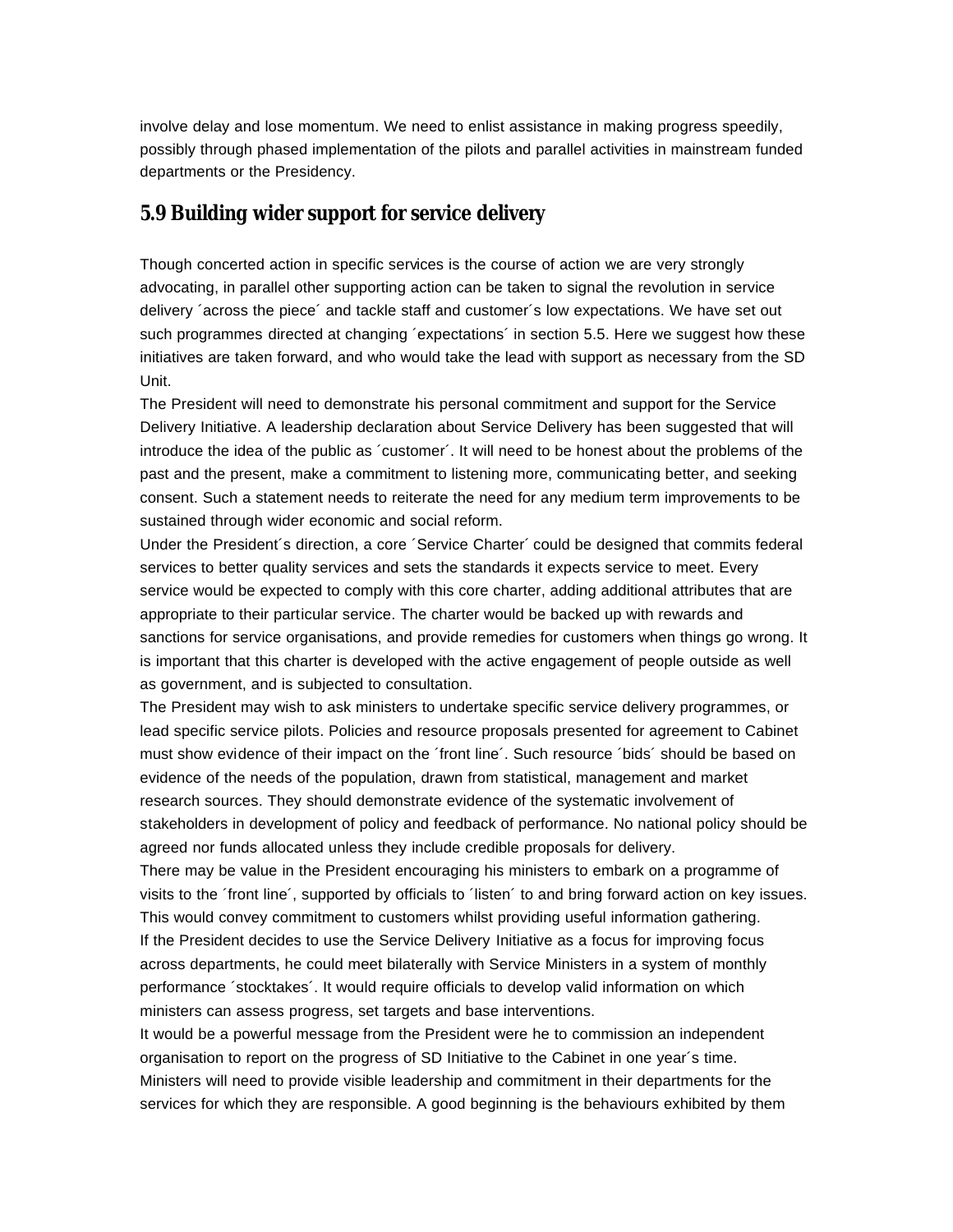involve delay and lose momentum. We need to enlist assistance in making progress speedily, possibly through phased implementation of the pilots and parallel activities in mainstream funded departments or the Presidency.

## 5.9 Building wider support for service delivery

Though concerted action in specific services is the course of action we are very strongly advocating, in parallel other supporting action can be taken to signal the revolution in service delivery ´across the piece´ and tackle staff and customer´s low expectations. We have set out such programmes directed at changing ´expectations´ in section 5.5. Here we suggest how these initiatives are taken forward, and who would take the lead with support as necessary from the SD Unit.

The President will need to demonstrate his personal commitment and support for the Service Delivery Initiative. A leadership declaration about Service Delivery has been suggested that will introduce the idea of the public as ´customer´. It will need to be honest about the problems of the past and the present, make a commitment to listening more, communicating better, and seeking consent. Such a statement needs to reiterate the need for any medium term improvements to be sustained through wider economic and social reform.

Under the President´s direction, a core ´Service Charter´ could be designed that commits federal services to better quality services and sets the standards it expects service to meet. Every service would be expected to comply with this core charter, adding additional attributes that are appropriate to their particular service. The charter would be backed up with rewards and sanctions for service organisations, and provide remedies for customers when things go wrong. It is important that this charter is developed with the active engagement of people outside as well as government, and is subjected to consultation.

The President may wish to ask ministers to undertake specific service delivery programmes, or lead specific service pilots. Policies and resource proposals presented for agreement to Cabinet must show evidence of their impact on the ´front line´. Such resource ´bids´ should be based on evidence of the needs of the population, drawn from statistical, management and market research sources. They should demonstrate evidence of the systematic involvement of stakeholders in development of policy and feedback of performance. No national policy should be agreed nor funds allocated unless they include credible proposals for delivery.

There may be value in the President encouraging his ministers to embark on a programme of visits to the ´front line´, supported by officials to ´listen´ to and bring forward action on key issues. This would convey commitment to customers whilst providing useful information gathering.

If the President decides to use the Service Delivery Initiative as a focus for improving focus across departments, he could meet bilaterally with Service Ministers in a system of monthly performance ´stocktakes´. It would require officials to develop valid information on which ministers can assess progress, set targets and base interventions.

It would be a powerful message from the President were he to commission an independent organisation to report on the progress of SD Initiative to the Cabinet in one year´s time.

Ministers will need to provide visible leadership and commitment in their departments for the services for which they are responsible. A good beginning is the behaviours exhibited by them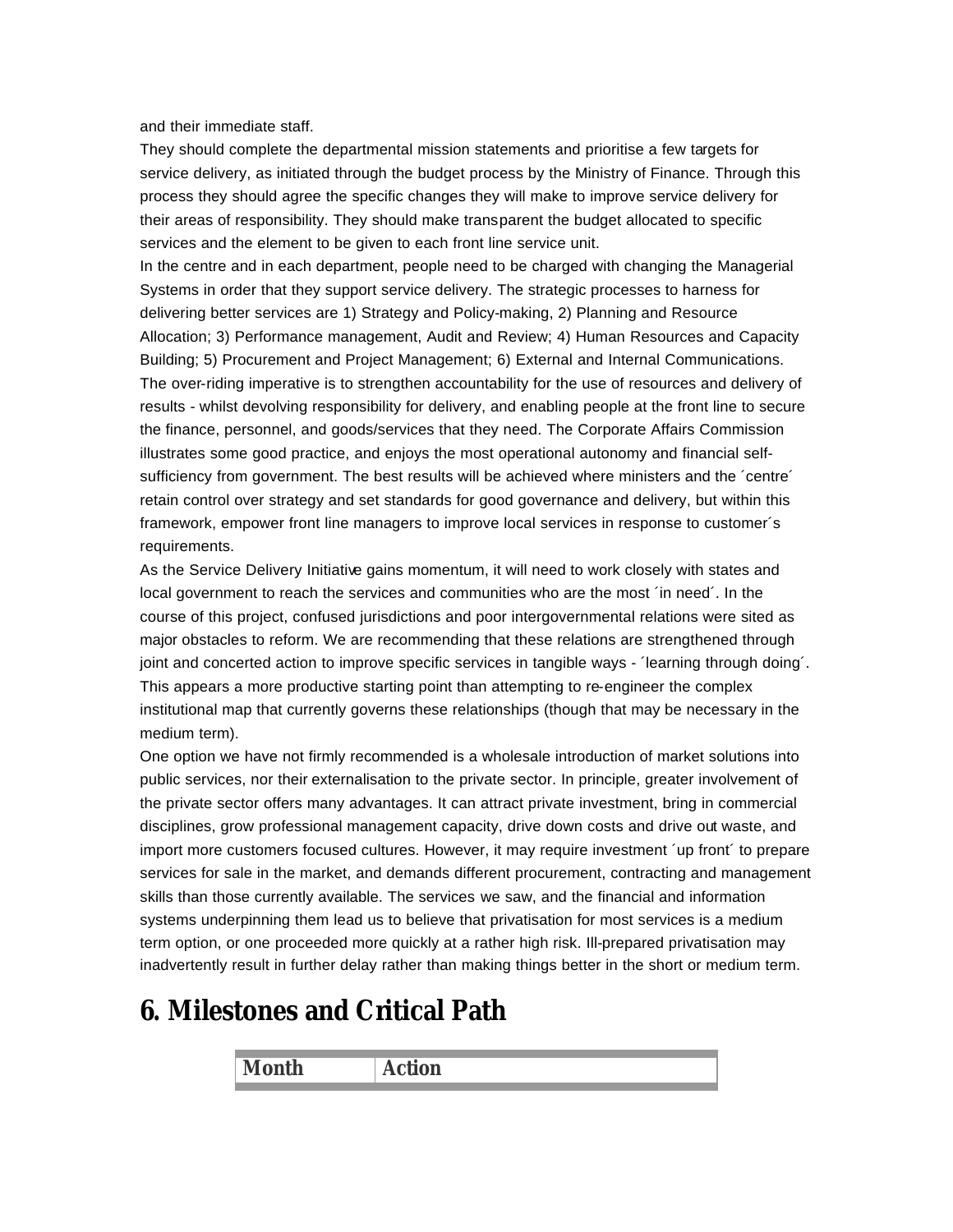and their immediate staff.

They should complete the departmental mission statements and prioritise a few targets for service delivery, as initiated through the budget process by the Ministry of Finance. Through this process they should agree the specific changes they will make to improve service delivery for their areas of responsibility. They should make transparent the budget allocated to specific services and the element to be given to each front line service unit.

In the centre and in each department, people need to be charged with changing the Managerial Systems in order that they support service delivery. The strategic processes to harness for delivering better services are 1) Strategy and Policy-making, 2) Planning and Resource Allocation; 3) Performance management, Audit and Review; 4) Human Resources and Capacity Building; 5) Procurement and Project Management; 6) External and Internal Communications.

The over-riding imperative is to strengthen accountability for the use of resources and delivery of results - whilst devolving responsibility for delivery, and enabling people at the front line to secure the finance, personnel, and goods/services that they need. The Corporate Affairs Commission illustrates some good practice, and enjoys the most operational autonomy and financial self-sufficiency from government. The best results will be achieved where ministers and the ´centre´ retain control over strategy and set standards for good governance and delivery, but within this framework, empower front line managers to improve local services in response to customer´s requirements.

As the Service Delivery Initiative gains momentum, it will need to work closely with states and local government to reach the services and communities who are the most ´in need´. In the course of this project, confused jurisdictions and poor intergovernmental relations were sited as major obstacles to reform. We are recommending that these relations are strengthened through joint and concerted action to improve specific services in tangible ways - ´learning through doing´. This appears a more productive starting point than attempting to re-engineer the complex institutional map that currently governs these relationships (though that may be necessary in the medium term).

One option we have not firmly recommended is a wholesale introduction of market solutions into public services, nor their externalisation to the private sector. In principle, greater involvement of the private sector offers many advantages. It can attract private investment, bring in commercial disciplines, grow professional management capacity, drive down costs and drive out waste, and import more customers focused cultures. However, it may require investment ´up front´ to prepare services for sale in the market, and demands different procurement, contracting and management skills than those currently available. The services we saw, and the financial and information systems underpinning them lead us to believe that privatisation for most services is a medium term option, or one proceeded more quickly at a rather high risk. Ill-prepared privatisation may inadvertently result in further delay rather than making things better in the short or medium term.

# 6. Milestones and Critical Path

| Month | Action |
| --- | --- |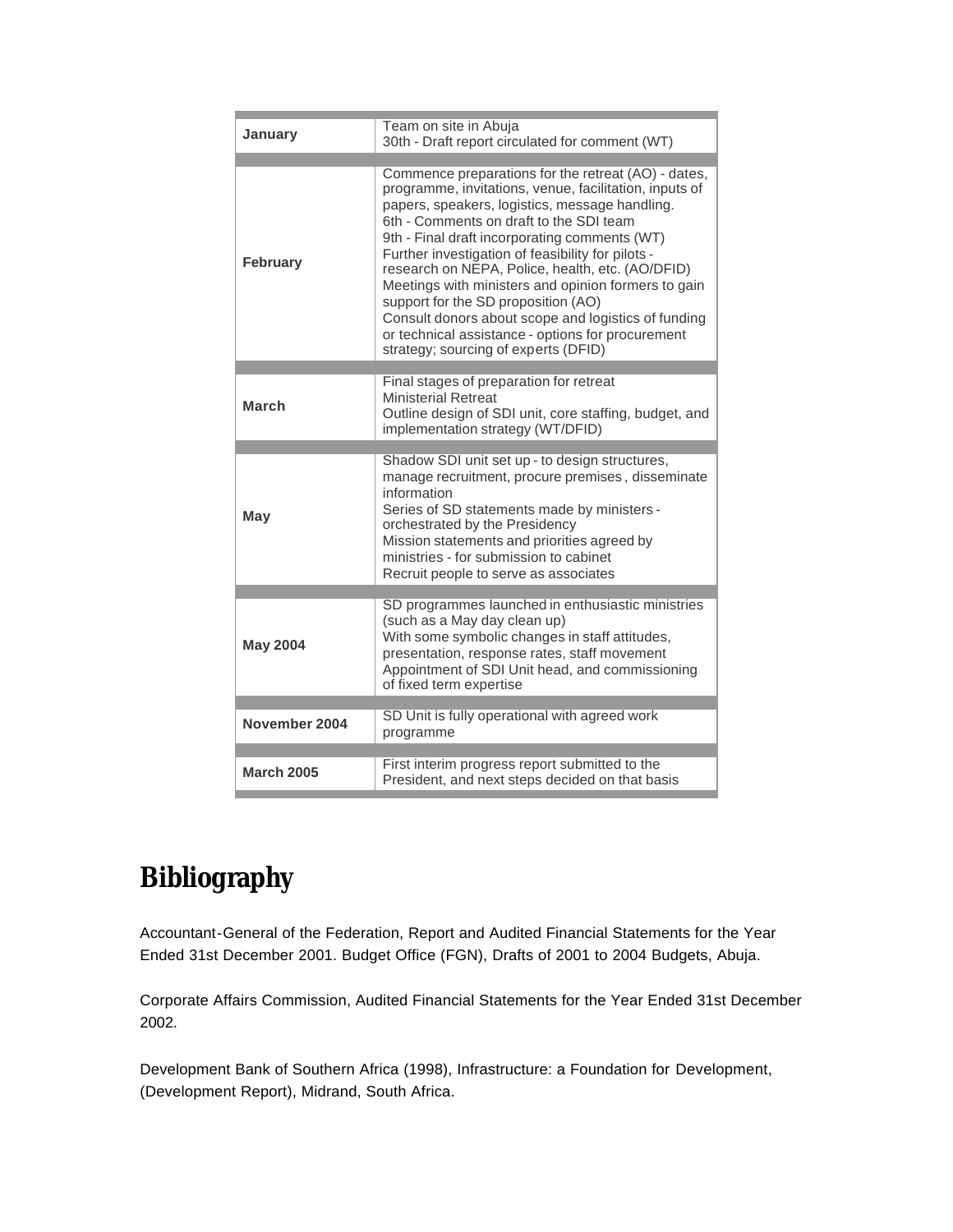| | |
|---|---|
| **January** | Team on site in Abuja<br>30th - Draft report circulated for comment (WT) |
| **February** | Commence preparations for the retreat (AO) - dates, programme, invitations, venue, facilitation, inputs of papers, speakers, logistics, message handling.<br>6th - Comments on draft to the SDI team<br>9th - Final draft incorporating comments (WT)<br>Further investigation of feasibility for pilots - research on NEPA, Police, health, etc. (AO/DFID)<br>Meetings with ministers and opinion formers to gain support for the SD proposition (AO)<br>Consult donors about scope and logistics of funding or technical assistance - options for procurement strategy; sourcing of experts (DFID) |
| **March** | Final stages of preparation for retreat<br>Ministerial Retreat<br>Outline design of SDI unit, core staffing, budget, and implementation strategy (WT/DFID) |
| **May** | Shadow SDI unit set up - to design structures, manage recruitment, procure premises, disseminate information<br>Series of SD statements made by ministers - orchestrated by the Presidency<br>Mission statements and priorities agreed by ministries - for submission to cabinet<br>Recruit people to serve as associates |
| **May 2004** | SD programmes launched in enthusiastic ministries (such as a May day clean up)<br>With some symbolic changes in staff attitudes, presentation, response rates, staff movement<br>Appointment of SDI Unit head, and commissioning of fixed term expertise |
| **November 2004** | SD Unit is fully operational with agreed work programme |
| **March 2005** | First interim progress report submitted to the President, and next steps decided on that basis |

# Bibliography

Accountant-General of the Federation, Report and Audited Financial Statements for the Year Ended 31st December 2001. Budget Office (FGN), Drafts of 2001 to 2004 Budgets, Abuja.

Corporate Affairs Commission, Audited Financial Statements for the Year Ended 31st December 2002.

Development Bank of Southern Africa (1998), Infrastructure: a Foundation for Development, (Development Report), Midrand, South Africa.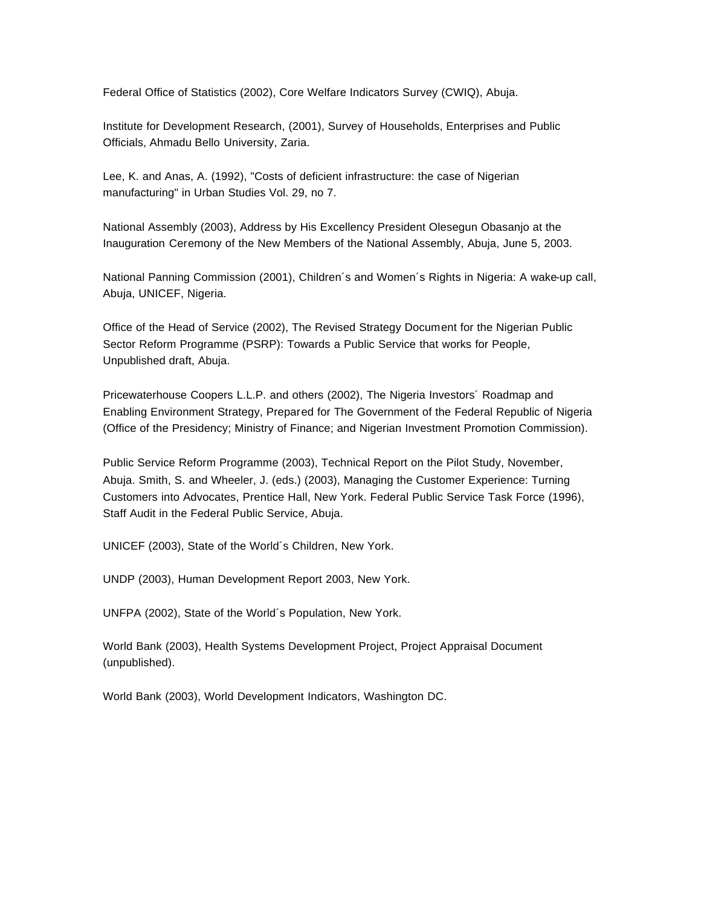Federal Office of Statistics (2002), Core Welfare Indicators Survey (CWIQ), Abuja.

Institute for Development Research, (2001), Survey of Households, Enterprises and Public Officials, Ahmadu Bello University, Zaria.

Lee, K. and Anas, A. (1992), "Costs of deficient infrastructure: the case of Nigerian manufacturing" in Urban Studies Vol. 29, no 7.

National Assembly (2003), Address by His Excellency President Olesegun Obasanjo at the Inauguration Ceremony of the New Members of the National Assembly, Abuja, June 5, 2003.

National Panning Commission (2001), Children´s and Women´s Rights in Nigeria: A wake-up call, Abuja, UNICEF, Nigeria.

Office of the Head of Service (2002), The Revised Strategy Document for the Nigerian Public Sector Reform Programme (PSRP): Towards a Public Service that works for People, Unpublished draft, Abuja.

Pricewaterhouse Coopers L.L.P. and others (2002), The Nigeria Investors´ Roadmap and Enabling Environment Strategy, Prepared for The Government of the Federal Republic of Nigeria (Office of the Presidency; Ministry of Finance; and Nigerian Investment Promotion Commission).

Public Service Reform Programme (2003), Technical Report on the Pilot Study, November, Abuja. Smith, S. and Wheeler, J. (eds.) (2003), Managing the Customer Experience: Turning Customers into Advocates, Prentice Hall, New York. Federal Public Service Task Force (1996), Staff Audit in the Federal Public Service, Abuja.

UNICEF (2003), State of the World´s Children, New York.

UNDP (2003), Human Development Report 2003, New York.

UNFPA (2002), State of the World´s Population, New York.

World Bank (2003), Health Systems Development Project, Project Appraisal Document (unpublished).

World Bank (2003), World Development Indicators, Washington DC.